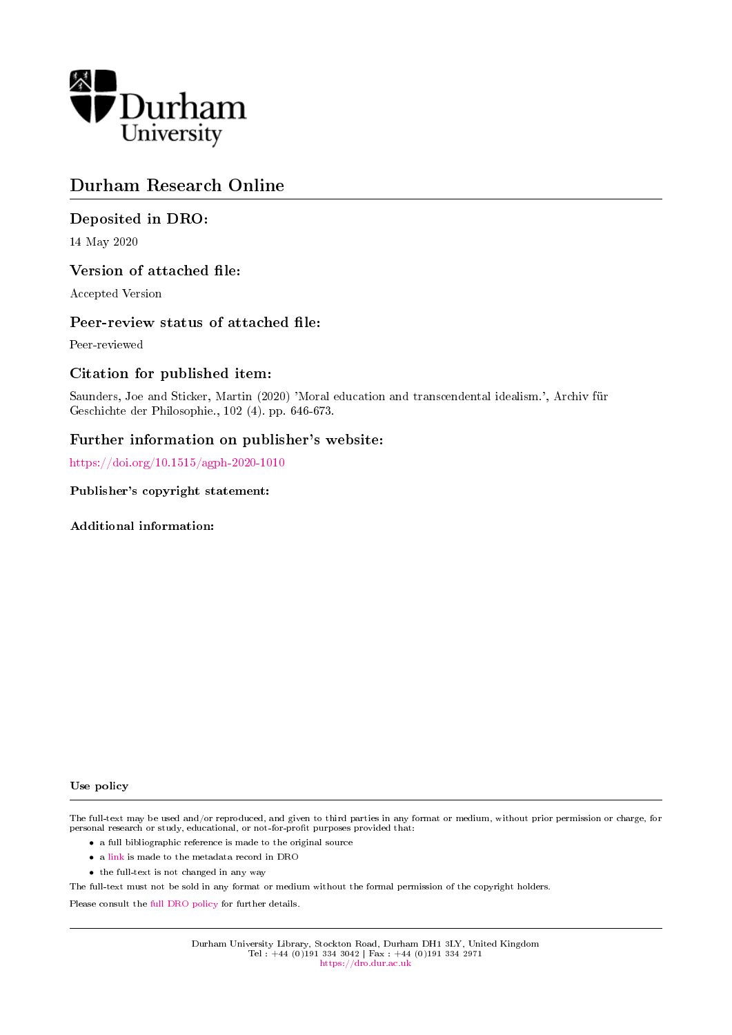Durham University

# Durham Research Online

## Deposited in DRO:

14 May 2020

## Version of attached file:

Accepted Version

## Peer-review status of attached file:

Peer-reviewed

## Citation for published item:

Saunders, Joe and Sticker, Martin (2020) 'Moral education and transcendental idealism.', Archiv für Geschichte der Philosophie., 102 (4). pp. 646-673.

## Further information on publisher's website:

https://doi.org/10.1515/agph-2020-1010

**Publisher's copyright statement:**

**Additional information:**

**Use policy**

The full-text may be used and/or reproduced, and given to third parties in any format or medium, without prior permission or charge, for personal research or study, educational, or not-for-profit purposes provided that:

- a full bibliographic reference is made to the original source
- a link is made to the metadata record in DRO
- the full-text is not changed in any way

The full-text must not be sold in any format or medium without the formal permission of the copyright holders.

Please consult the full DRO policy for further details.

Durham University Library, Stockton Road, Durham DH1 3LY, United Kingdom
Tel : +44 (0)191 334 3042 | Fax : +44 (0)191 334 2971
https://dro.dur.ac.uk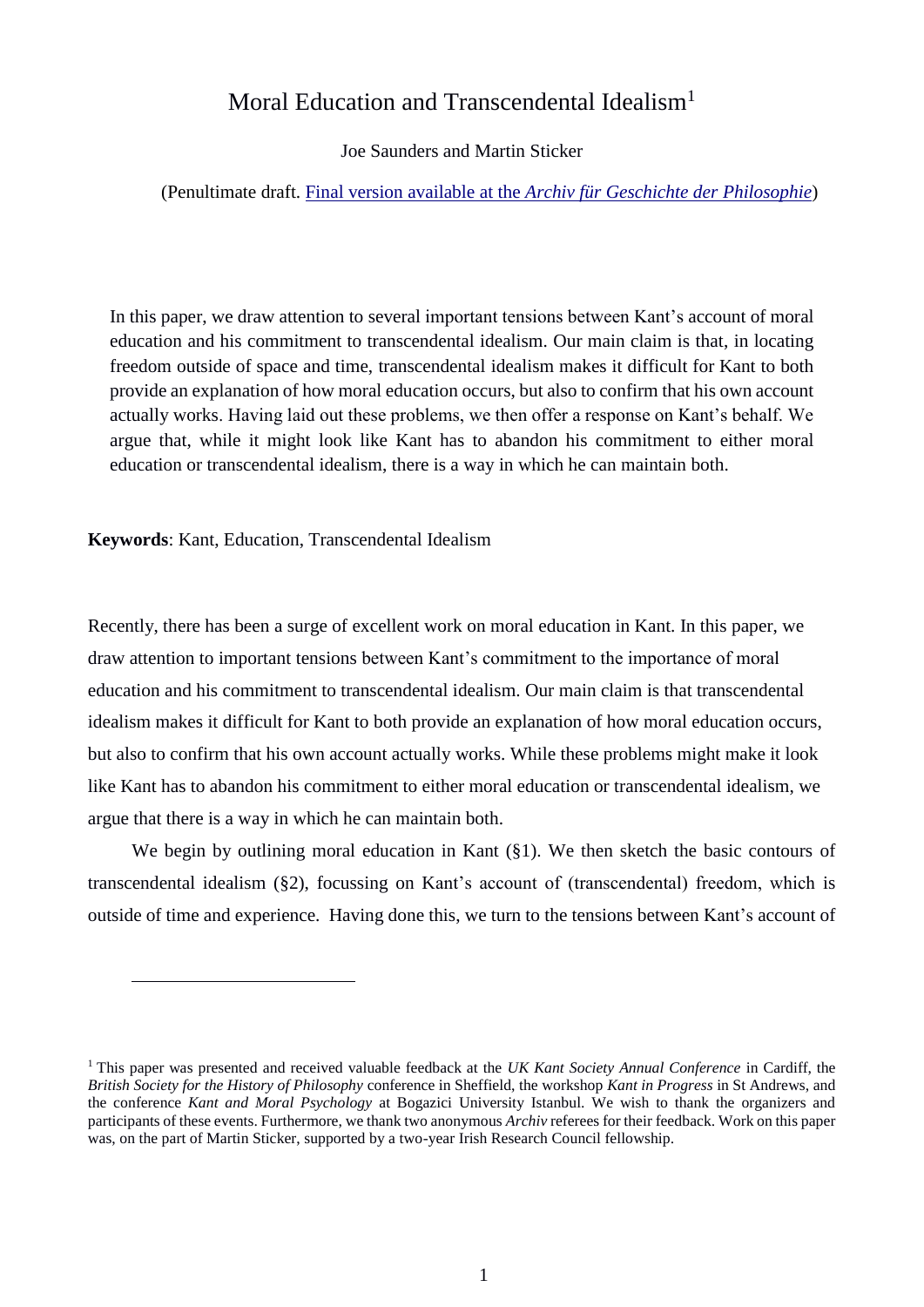# Moral Education and Transcendental Idealism[1]

Joe Saunders and Martin Sticker

(Penultimate draft. [Final version available at the *Archiv für Geschichte der Philosophie*])

> In this paper, we draw attention to several important tensions between Kant's account of moral education and his commitment to transcendental idealism. Our main claim is that, in locating freedom outside of space and time, transcendental idealism makes it difficult for Kant to both provide an explanation of how moral education occurs, but also to confirm that his own account actually works. Having laid out these problems, we then offer a response on Kant's behalf. We argue that, while it might look like Kant has to abandon his commitment to either moral education or transcendental idealism, there is a way in which he can maintain both.

**Keywords**: Kant, Education, Transcendental Idealism

Recently, there has been a surge of excellent work on moral education in Kant. In this paper, we draw attention to important tensions between Kant's commitment to the importance of moral education and his commitment to transcendental idealism. Our main claim is that transcendental idealism makes it difficult for Kant to both provide an explanation of how moral education occurs, but also to confirm that his own account actually works. While these problems might make it look like Kant has to abandon his commitment to either moral education or transcendental idealism, we argue that there is a way in which he can maintain both.

We begin by outlining moral education in Kant (§1). We then sketch the basic contours of transcendental idealism (§2), focussing on Kant's account of (transcendental) freedom, which is outside of time and experience. Having done this, we turn to the tensions between Kant's account of

---

[1] This paper was presented and received valuable feedback at the *UK Kant Society Annual Conference* in Cardiff, the *British Society for the History of Philosophy* conference in Sheffield, the workshop *Kant in Progress* in St Andrews, and the conference *Kant and Moral Psychology* at Bogazici University Istanbul. We wish to thank the organizers and participants of these events. Furthermore, we thank two anonymous *Archiv* referees for their feedback. Work on this paper was, on the part of Martin Sticker, supported by a two-year Irish Research Council fellowship.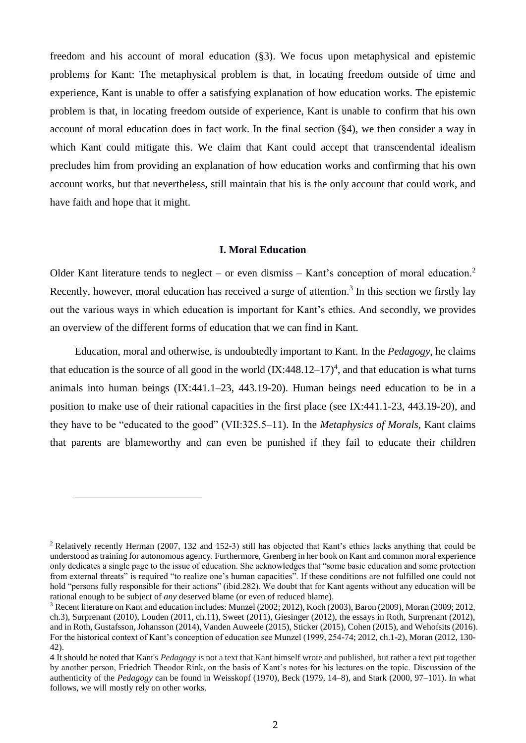freedom and his account of moral education (§3). We focus upon metaphysical and epistemic problems for Kant: The metaphysical problem is that, in locating freedom outside of time and experience, Kant is unable to offer a satisfying explanation of how education works. The epistemic problem is that, in locating freedom outside of experience, Kant is unable to confirm that his own account of moral education does in fact work. In the final section (§4), we then consider a way in which Kant could mitigate this. We claim that Kant could accept that transcendental idealism precludes him from providing an explanation of how education works and confirming that his own account works, but that nevertheless, still maintain that his is the only account that could work, and have faith and hope that it might.

## I. Moral Education

Older Kant literature tends to neglect – or even dismiss – Kant's conception of moral education.[2] Recently, however, moral education has received a surge of attention.[3] In this section we firstly lay out the various ways in which education is important for Kant's ethics. And secondly, we provides an overview of the different forms of education that we can find in Kant.

Education, moral and otherwise, is undoubtedly important to Kant. In the *Pedagogy*, he claims that education is the source of all good in the world (IX:448.12–17)[4], and that education is what turns animals into human beings (IX:441.1–23, 443.19-20). Human beings need education to be in a position to make use of their rational capacities in the first place (see IX:441.1-23, 443.19-20), and they have to be "educated to the good" (VII:325.5–11). In the *Metaphysics of Morals*, Kant claims that parents are blameworthy and can even be punished if they fail to educate their children

[2] Relatively recently Herman (2007, 132 and 152-3) still has objected that Kant's ethics lacks anything that could be understood as training for autonomous agency. Furthermore, Grenberg in her book on Kant and common moral experience only dedicates a single page to the issue of education. She acknowledges that "some basic education and some protection from external threats" is required "to realize one's human capacities". If these conditions are not fulfilled one could not hold "persons fully responsible for their actions" (ibid.282). We doubt that for Kant agents without any education will be rational enough to be subject of *any* deserved blame (or even of reduced blame).

[3] Recent literature on Kant and education includes: Munzel (2002; 2012), Koch (2003), Baron (2009), Moran (2009; 2012, ch.3), Surprenant (2010), Louden (2011, ch.11), Sweet (2011), Giesinger (2012), the essays in Roth, Surprenant (2012), and in Roth, Gustafsson, Johansson (2014), Vanden Auweele (2015), Sticker (2015), Cohen (2015), and Wehofsits (2016). For the historical context of Kant's conception of education see Munzel (1999, 254-74; 2012, ch.1-2), Moran (2012, 130-42).

4 It should be noted that Kant's *Pedagogy* is not a text that Kant himself wrote and published, but rather a text put together by another person, Friedrich Theodor Rink, on the basis of Kant's notes for his lectures on the topic. Discussion of the authenticity of the *Pedagogy* can be found in Weisskopf (1970), Beck (1979, 14–8), and Stark (2000, 97–101). In what follows, we will mostly rely on other works.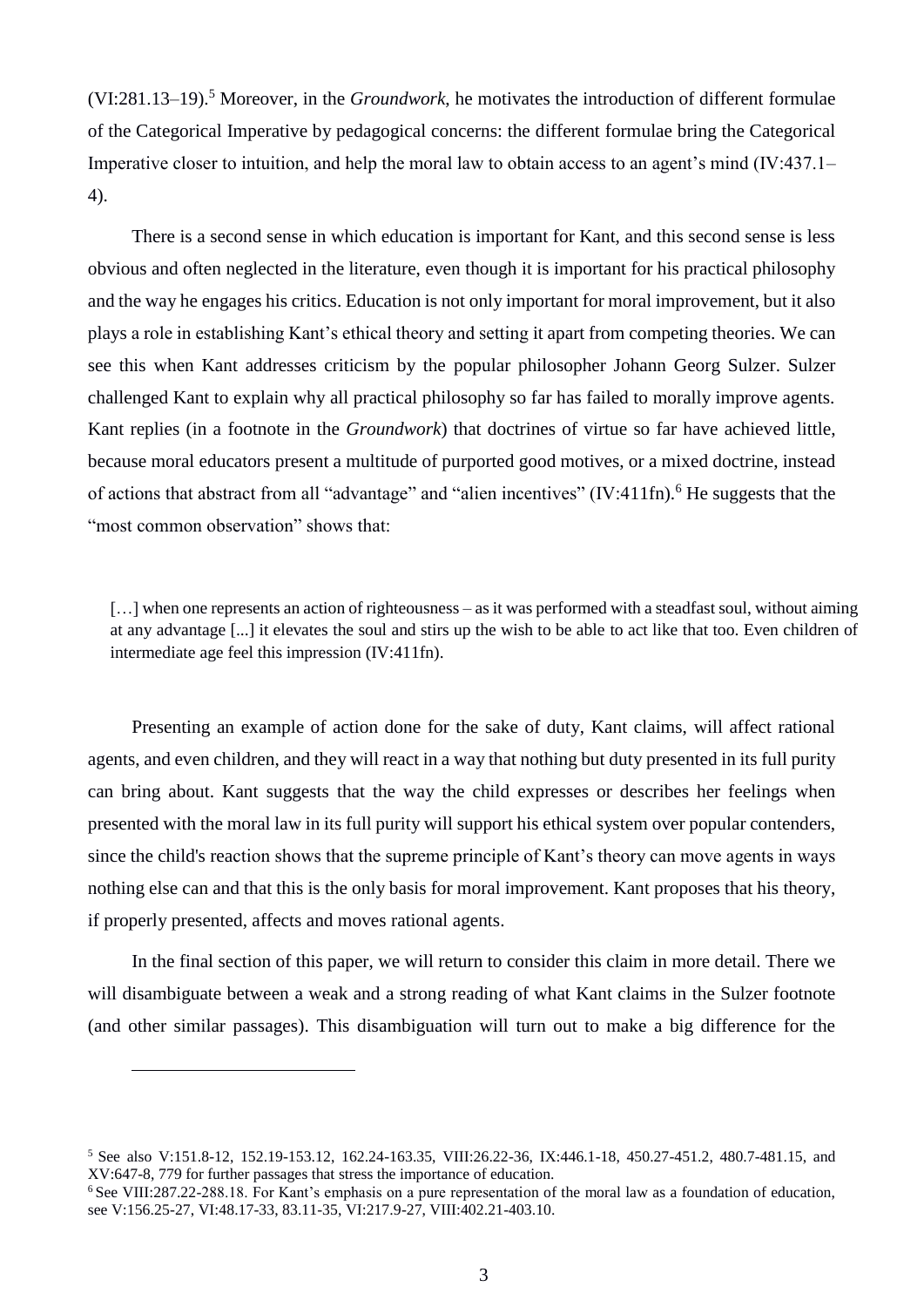(VI:281.13–19).[5] Moreover, in the *Groundwork*, he motivates the introduction of different formulae of the Categorical Imperative by pedagogical concerns: the different formulae bring the Categorical Imperative closer to intuition, and help the moral law to obtain access to an agent's mind (IV:437.1–4).

There is a second sense in which education is important for Kant, and this second sense is less obvious and often neglected in the literature, even though it is important for his practical philosophy and the way he engages his critics. Education is not only important for moral improvement, but it also plays a role in establishing Kant's ethical theory and setting it apart from competing theories. We can see this when Kant addresses criticism by the popular philosopher Johann Georg Sulzer. Sulzer challenged Kant to explain why all practical philosophy so far has failed to morally improve agents. Kant replies (in a footnote in the *Groundwork*) that doctrines of virtue so far have achieved little, because moral educators present a multitude of purported good motives, or a mixed doctrine, instead of actions that abstract from all "advantage" and "alien incentives" (IV:411fn).[6] He suggests that the "most common observation" shows that:

> […] when one represents an action of righteousness – as it was performed with a steadfast soul, without aiming at any advantage [...] it elevates the soul and stirs up the wish to be able to act like that too. Even children of intermediate age feel this impression (IV:411fn).

Presenting an example of action done for the sake of duty, Kant claims, will affect rational agents, and even children, and they will react in a way that nothing but duty presented in its full purity can bring about. Kant suggests that the way the child expresses or describes her feelings when presented with the moral law in its full purity will support his ethical system over popular contenders, since the child's reaction shows that the supreme principle of Kant's theory can move agents in ways nothing else can and that this is the only basis for moral improvement. Kant proposes that his theory, if properly presented, affects and moves rational agents.

In the final section of this paper, we will return to consider this claim in more detail. There we will disambiguate between a weak and a strong reading of what Kant claims in the Sulzer footnote (and other similar passages). This disambiguation will turn out to make a big difference for the

---

[5] See also V:151.8-12, 152.19-153.12, 162.24-163.35, VIII:26.22-36, IX:446.1-18, 450.27-451.2, 480.7-481.15, and XV:647-8, 779 for further passages that stress the importance of education.

[6] See VIII:287.22-288.18. For Kant's emphasis on a pure representation of the moral law as a foundation of education, see V:156.25-27, VI:48.17-33, 83.11-35, VI:217.9-27, VIII:402.21-403.10.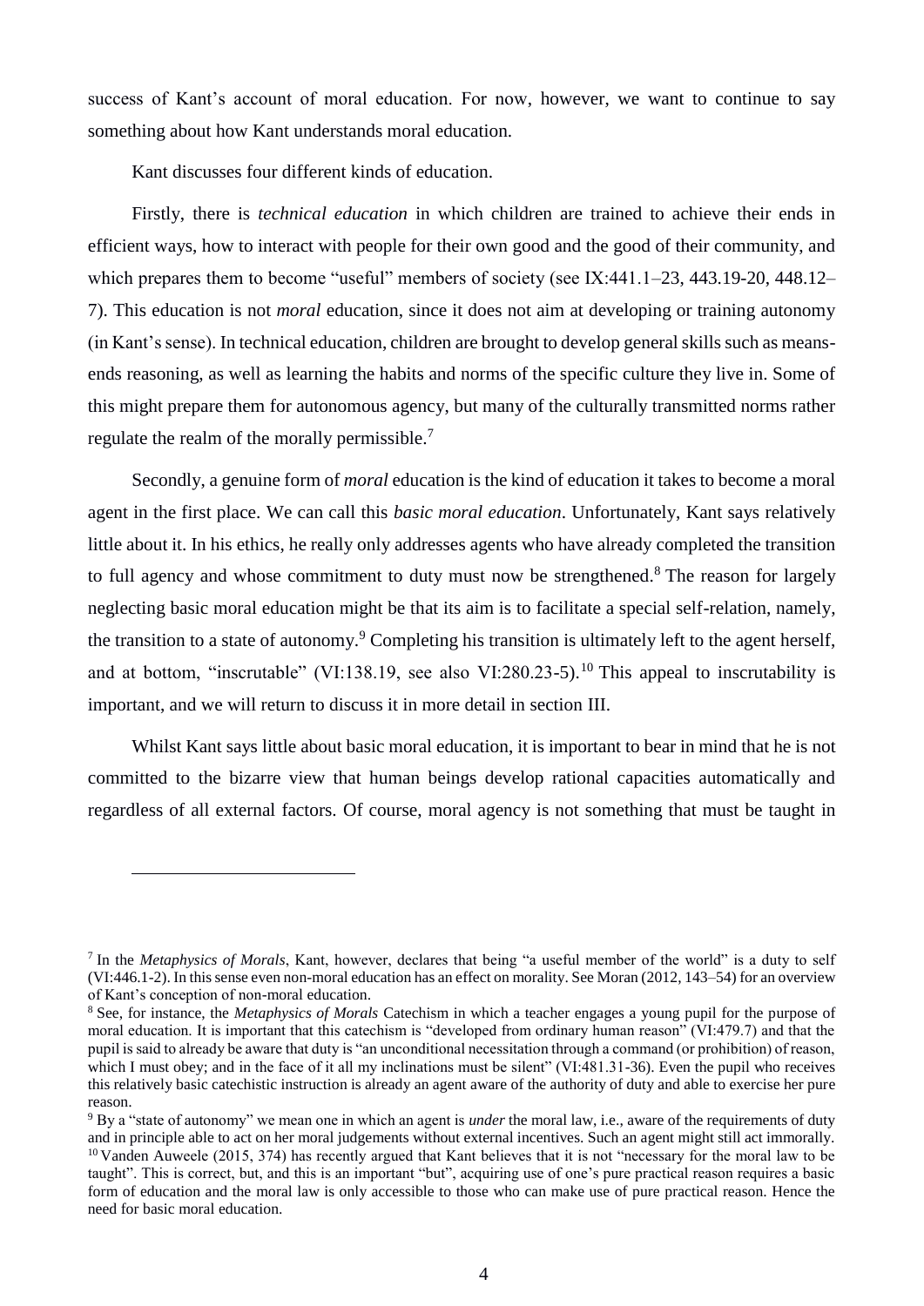success of Kant's account of moral education. For now, however, we want to continue to say something about how Kant understands moral education.

Kant discusses four different kinds of education.

Firstly, there is *technical education* in which children are trained to achieve their ends in efficient ways, how to interact with people for their own good and the good of their community, and which prepares them to become "useful" members of society (see IX:441.1–23, 443.19-20, 448.12–7). This education is not *moral* education, since it does not aim at developing or training autonomy (in Kant's sense). In technical education, children are brought to develop general skills such as means-ends reasoning, as well as learning the habits and norms of the specific culture they live in. Some of this might prepare them for autonomous agency, but many of the culturally transmitted norms rather regulate the realm of the morally permissible.[7]

Secondly, a genuine form of *moral* education is the kind of education it takes to become a moral agent in the first place. We can call this *basic moral education*. Unfortunately, Kant says relatively little about it. In his ethics, he really only addresses agents who have already completed the transition to full agency and whose commitment to duty must now be strengthened.[8] The reason for largely neglecting basic moral education might be that its aim is to facilitate a special self-relation, namely, the transition to a state of autonomy.[9] Completing his transition is ultimately left to the agent herself, and at bottom, "inscrutable" (VI:138.19, see also VI:280.23-5).[10] This appeal to inscrutability is important, and we will return to discuss it in more detail in section III.

Whilst Kant says little about basic moral education, it is important to bear in mind that he is not committed to the bizarre view that human beings develop rational capacities automatically and regardless of all external factors. Of course, moral agency is not something that must be taught in

---

[7] In the *Metaphysics of Morals*, Kant, however, declares that being "a useful member of the world" is a duty to self (VI:446.1-2). In this sense even non-moral education has an effect on morality. See Moran (2012, 143–54) for an overview of Kant's conception of non-moral education.

[8] See, for instance, the *Metaphysics of Morals* Catechism in which a teacher engages a young pupil for the purpose of moral education. It is important that this catechism is "developed from ordinary human reason" (VI:479.7) and that the pupil is said to already be aware that duty is "an unconditional necessitation through a command (or prohibition) of reason, which I must obey; and in the face of it all my inclinations must be silent" (VI:481.31-36). Even the pupil who receives this relatively basic catechistic instruction is already an agent aware of the authority of duty and able to exercise her pure reason.

[9] By a "state of autonomy" we mean one in which an agent is *under* the moral law, i.e., aware of the requirements of duty and in principle able to act on her moral judgements without external incentives. Such an agent might still act immorally.

[10] Vanden Auweele (2015, 374) has recently argued that Kant believes that it is not "necessary for the moral law to be taught". This is correct, but, and this is an important "but", acquiring use of one's pure practical reason requires a basic form of education and the moral law is only accessible to those who can make use of pure practical reason. Hence the need for basic moral education.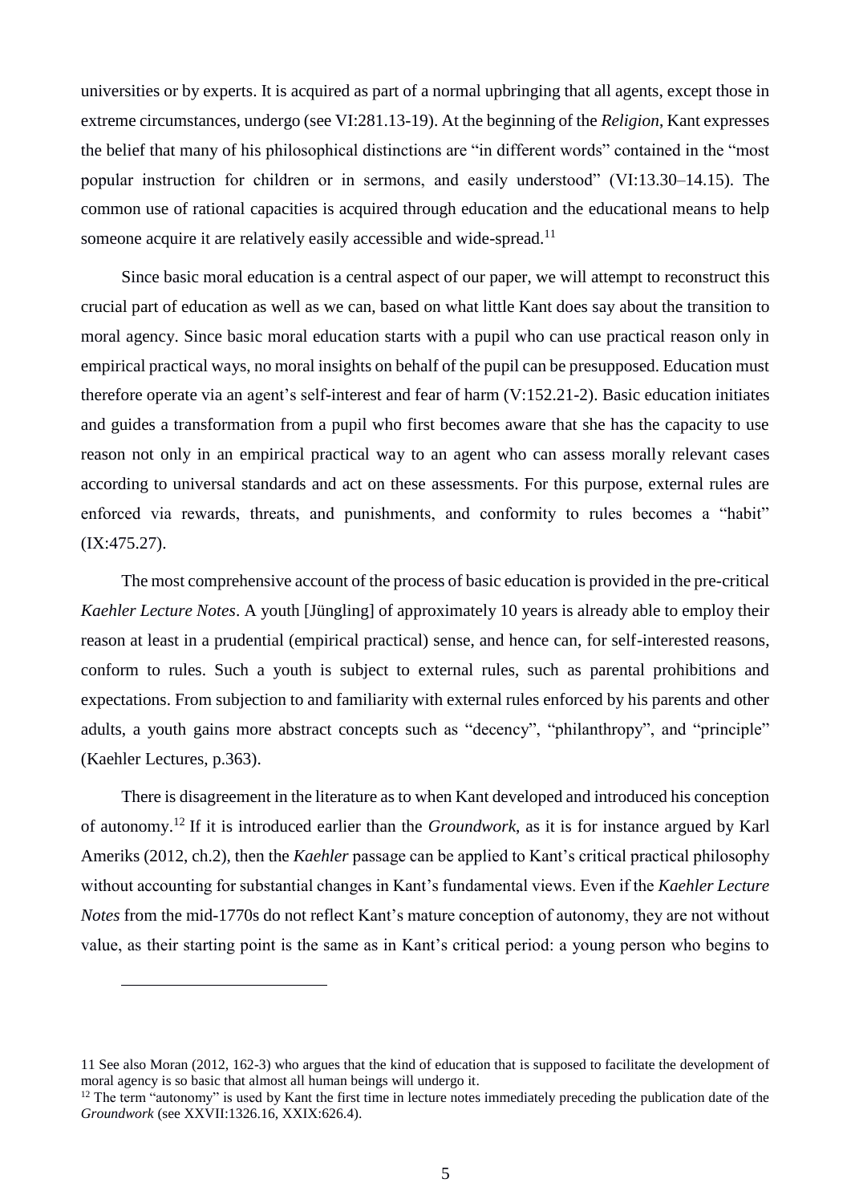universities or by experts. It is acquired as part of a normal upbringing that all agents, except those in extreme circumstances, undergo (see VI:281.13-19). At the beginning of the *Religion*, Kant expresses the belief that many of his philosophical distinctions are "in different words" contained in the "most popular instruction for children or in sermons, and easily understood" (VI:13.30–14.15). The common use of rational capacities is acquired through education and the educational means to help someone acquire it are relatively easily accessible and wide-spread.[11]

Since basic moral education is a central aspect of our paper, we will attempt to reconstruct this crucial part of education as well as we can, based on what little Kant does say about the transition to moral agency. Since basic moral education starts with a pupil who can use practical reason only in empirical practical ways, no moral insights on behalf of the pupil can be presupposed. Education must therefore operate via an agent's self-interest and fear of harm (V:152.21-2). Basic education initiates and guides a transformation from a pupil who first becomes aware that she has the capacity to use reason not only in an empirical practical way to an agent who can assess morally relevant cases according to universal standards and act on these assessments. For this purpose, external rules are enforced via rewards, threats, and punishments, and conformity to rules becomes a "habit" (IX:475.27).

The most comprehensive account of the process of basic education is provided in the pre-critical *Kaehler Lecture Notes*. A youth [Jüngling] of approximately 10 years is already able to employ their reason at least in a prudential (empirical practical) sense, and hence can, for self-interested reasons, conform to rules. Such a youth is subject to external rules, such as parental prohibitions and expectations. From subjection to and familiarity with external rules enforced by his parents and other adults, a youth gains more abstract concepts such as "decency", "philanthropy", and "principle" (Kaehler Lectures, p.363).

There is disagreement in the literature as to when Kant developed and introduced his conception of autonomy.[12] If it is introduced earlier than the *Groundwork*, as it is for instance argued by Karl Ameriks (2012, ch.2), then the *Kaehler* passage can be applied to Kant's critical practical philosophy without accounting for substantial changes in Kant's fundamental views. Even if the *Kaehler Lecture Notes* from the mid-1770s do not reflect Kant's mature conception of autonomy, they are not without value, as their starting point is the same as in Kant's critical period: a young person who begins to

---

11 See also Moran (2012, 162-3) who argues that the kind of education that is supposed to facilitate the development of moral agency is so basic that almost all human beings will undergo it.

12 The term "autonomy" is used by Kant the first time in lecture notes immediately preceding the publication date of the *Groundwork* (see XXVII:1326.16, XXIX:626.4).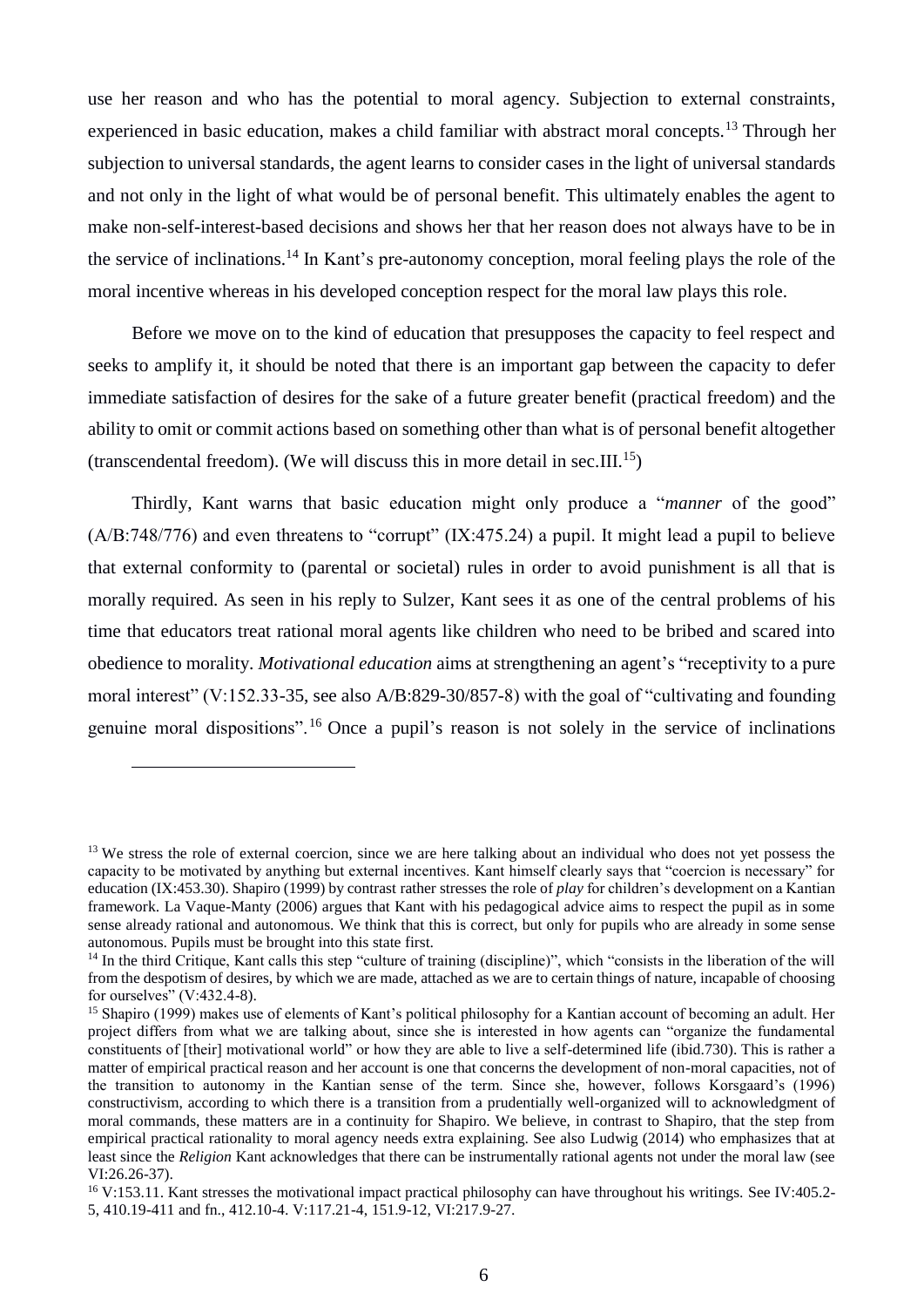use her reason and who has the potential to moral agency. Subjection to external constraints, experienced in basic education, makes a child familiar with abstract moral concepts.[13] Through her subjection to universal standards, the agent learns to consider cases in the light of universal standards and not only in the light of what would be of personal benefit. This ultimately enables the agent to make non-self-interest-based decisions and shows her that her reason does not always have to be in the service of inclinations.[14] In Kant's pre-autonomy conception, moral feeling plays the role of the moral incentive whereas in his developed conception respect for the moral law plays this role.

Before we move on to the kind of education that presupposes the capacity to feel respect and seeks to amplify it, it should be noted that there is an important gap between the capacity to defer immediate satisfaction of desires for the sake of a future greater benefit (practical freedom) and the ability to omit or commit actions based on something other than what is of personal benefit altogether (transcendental freedom). (We will discuss this in more detail in sec.III.[15])

Thirdly, Kant warns that basic education might only produce a "*manner* of the good" (A/B:748/776) and even threatens to "corrupt" (IX:475.24) a pupil. It might lead a pupil to believe that external conformity to (parental or societal) rules in order to avoid punishment is all that is morally required. As seen in his reply to Sulzer, Kant sees it as one of the central problems of his time that educators treat rational moral agents like children who need to be bribed and scared into obedience to morality. *Motivational education* aims at strengthening an agent's "receptivity to a pure moral interest" (V:152.33-35, see also A/B:829-30/857-8) with the goal of "cultivating and founding genuine moral dispositions".[16] Once a pupil's reason is not solely in the service of inclinations

---

[13] We stress the role of external coercion, since we are here talking about an individual who does not yet possess the capacity to be motivated by anything but external incentives. Kant himself clearly says that "coercion is necessary" for education (IX:453.30). Shapiro (1999) by contrast rather stresses the role of *play* for children's development on a Kantian framework. La Vaque-Manty (2006) argues that Kant with his pedagogical advice aims to respect the pupil as in some sense already rational and autonomous. We think that this is correct, but only for pupils who are already in some sense autonomous. Pupils must be brought into this state first.

[14] In the third Critique, Kant calls this step "culture of training (discipline)", which "consists in the liberation of the will from the despotism of desires, by which we are made, attached as we are to certain things of nature, incapable of choosing for ourselves" (V:432.4-8).

[15] Shapiro (1999) makes use of elements of Kant's political philosophy for a Kantian account of becoming an adult. Her project differs from what we are talking about, since she is interested in how agents can "organize the fundamental constituents of [their] motivational world" or how they are able to live a self-determined life (ibid.730). This is rather a matter of empirical practical reason and her account is one that concerns the development of non-moral capacities, not of the transition to autonomy in the Kantian sense of the term. Since she, however, follows Korsgaard's (1996) constructivism, according to which there is a transition from a prudentially well-organized will to acknowledgment of moral commands, these matters are in a continuity for Shapiro. We believe, in contrast to Shapiro, that the step from empirical practical rationality to moral agency needs extra explaining. See also Ludwig (2014) who emphasizes that at least since the *Religion* Kant acknowledges that there can be instrumentally rational agents not under the moral law (see VI:26.26-37).

[16] V:153.11. Kant stresses the motivational impact practical philosophy can have throughout his writings. See IV:405.2-5, 410.19-411 and fn., 412.10-4. V:117.21-4, 151.9-12, VI:217.9-27.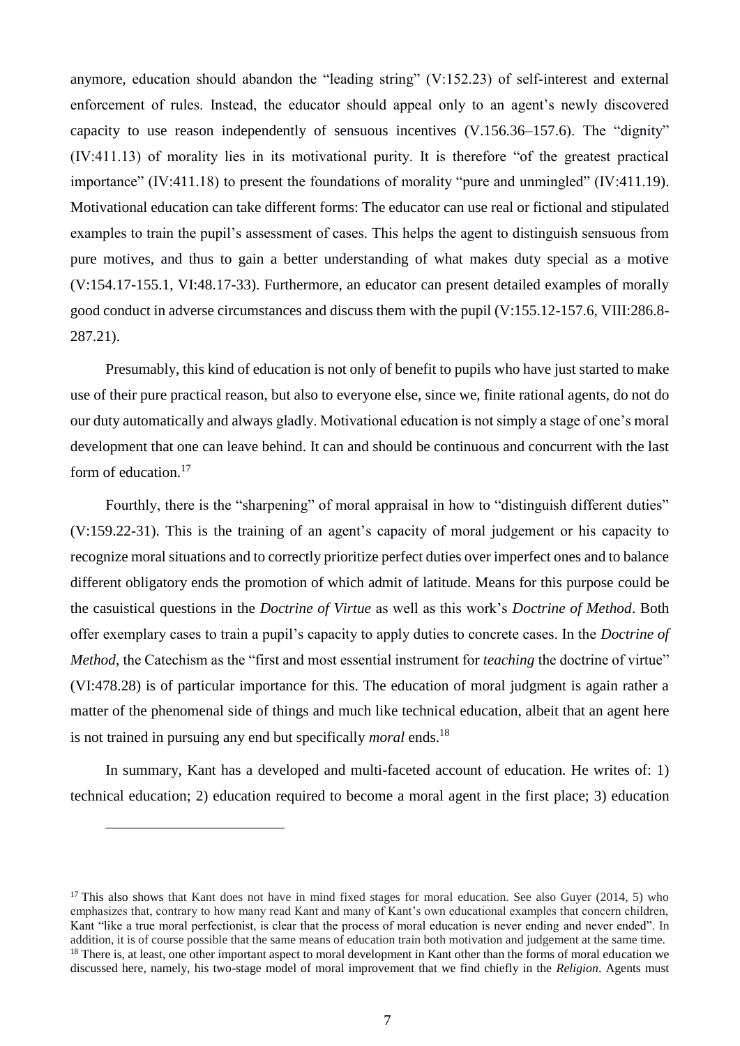anymore, education should abandon the "leading string" (V:152.23) of self-interest and external enforcement of rules. Instead, the educator should appeal only to an agent's newly discovered capacity to use reason independently of sensuous incentives (V.156.36–157.6). The "dignity" (IV:411.13) of morality lies in its motivational purity. It is therefore "of the greatest practical importance" (IV:411.18) to present the foundations of morality "pure and unmingled" (IV:411.19). Motivational education can take different forms: The educator can use real or fictional and stipulated examples to train the pupil's assessment of cases. This helps the agent to distinguish sensuous from pure motives, and thus to gain a better understanding of what makes duty special as a motive (V:154.17-155.1, VI:48.17-33). Furthermore, an educator can present detailed examples of morally good conduct in adverse circumstances and discuss them with the pupil (V:155.12-157.6, VIII:286.8-287.21).

Presumably, this kind of education is not only of benefit to pupils who have just started to make use of their pure practical reason, but also to everyone else, since we, finite rational agents, do not do our duty automatically and always gladly. Motivational education is not simply a stage of one's moral development that one can leave behind. It can and should be continuous and concurrent with the last form of education.[17]

Fourthly, there is the "sharpening" of moral appraisal in how to "distinguish different duties" (V:159.22-31). This is the training of an agent's capacity of moral judgement or his capacity to recognize moral situations and to correctly prioritize perfect duties over imperfect ones and to balance different obligatory ends the promotion of which admit of latitude. Means for this purpose could be the casuistical questions in the *Doctrine of Virtue* as well as this work's *Doctrine of Method*. Both offer exemplary cases to train a pupil's capacity to apply duties to concrete cases. In the *Doctrine of Method*, the Catechism as the "first and most essential instrument for *teaching* the doctrine of virtue" (VI:478.28) is of particular importance for this. The education of moral judgment is again rather a matter of the phenomenal side of things and much like technical education, albeit that an agent here is not trained in pursuing any end but specifically *moral* ends.[18]

In summary, Kant has a developed and multi-faceted account of education. He writes of: 1) technical education; 2) education required to become a moral agent in the first place; 3) education

---

[17] This also shows that Kant does not have in mind fixed stages for moral education. See also Guyer (2014, 5) who emphasizes that, contrary to how many read Kant and many of Kant's own educational examples that concern children, Kant "like a true moral perfectionist, is clear that the process of moral education is never ending and never ended". In addition, it is of course possible that the same means of education train both motivation and judgement at the same time.

[18] There is, at least, one other important aspect to moral development in Kant other than the forms of moral education we discussed here, namely, his two-stage model of moral improvement that we find chiefly in the *Religion*. Agents must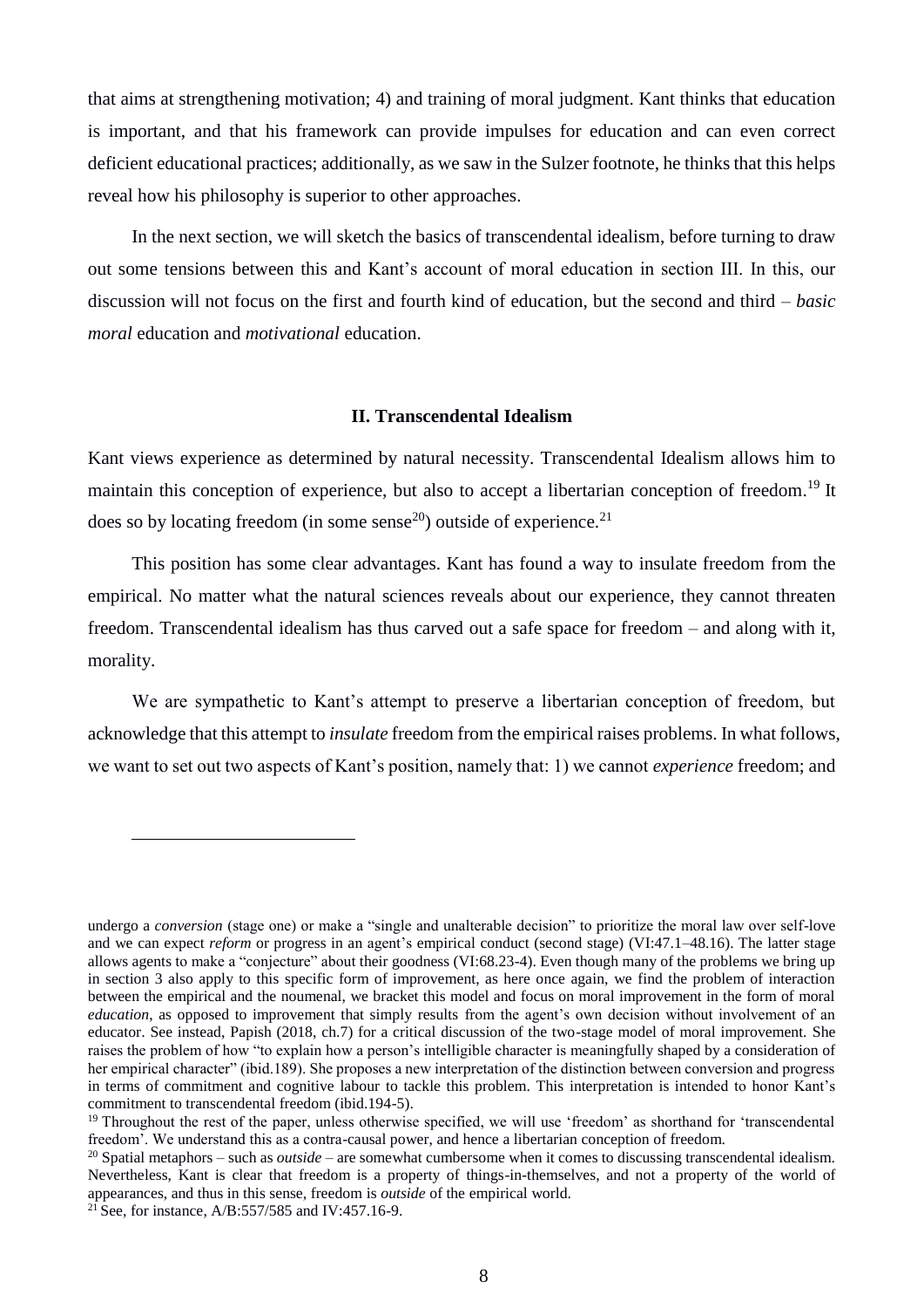that aims at strengthening motivation; 4) and training of moral judgment. Kant thinks that education is important, and that his framework can provide impulses for education and can even correct deficient educational practices; additionally, as we saw in the Sulzer footnote, he thinks that this helps reveal how his philosophy is superior to other approaches.

In the next section, we will sketch the basics of transcendental idealism, before turning to draw out some tensions between this and Kant's account of moral education in section III. In this, our discussion will not focus on the first and fourth kind of education, but the second and third – *basic moral* education and *motivational* education.

## II. Transcendental Idealism

Kant views experience as determined by natural necessity. Transcendental Idealism allows him to maintain this conception of experience, but also to accept a libertarian conception of freedom.[19] It does so by locating freedom (in some sense[20]) outside of experience.[21]

This position has some clear advantages. Kant has found a way to insulate freedom from the empirical. No matter what the natural sciences reveals about our experience, they cannot threaten freedom. Transcendental idealism has thus carved out a safe space for freedom – and along with it, morality.

We are sympathetic to Kant's attempt to preserve a libertarian conception of freedom, but acknowledge that this attempt to *insulate* freedom from the empirical raises problems. In what follows, we want to set out two aspects of Kant's position, namely that: 1) we cannot *experience* freedom; and

---

undergo a *conversion* (stage one) or make a "single and unalterable decision" to prioritize the moral law over self-love and we can expect *reform* or progress in an agent's empirical conduct (second stage) (VI:47.1–48.16). The latter stage allows agents to make a "conjecture" about their goodness (VI:68.23-4). Even though many of the problems we bring up in section 3 also apply to this specific form of improvement, as here once again, we find the problem of interaction between the empirical and the noumenal, we bracket this model and focus on moral improvement in the form of moral *education*, as opposed to improvement that simply results from the agent's own decision without involvement of an educator. See instead, Papish (2018, ch.7) for a critical discussion of the two-stage model of moral improvement. She raises the problem of how "to explain how a person's intelligible character is meaningfully shaped by a consideration of her empirical character" (ibid.189). She proposes a new interpretation of the distinction between conversion and progress in terms of commitment and cognitive labour to tackle this problem. This interpretation is intended to honor Kant's commitment to transcendental freedom (ibid.194-5).

[19] Throughout the rest of the paper, unless otherwise specified, we will use 'freedom' as shorthand for 'transcendental freedom'. We understand this as a contra-causal power, and hence a libertarian conception of freedom.

[20] Spatial metaphors – such as *outside* – are somewhat cumbersome when it comes to discussing transcendental idealism. Nevertheless, Kant is clear that freedom is a property of things-in-themselves, and not a property of the world of appearances, and thus in this sense, freedom is *outside* of the empirical world.

[21] See, for instance, A/B:557/585 and IV:457.16-9.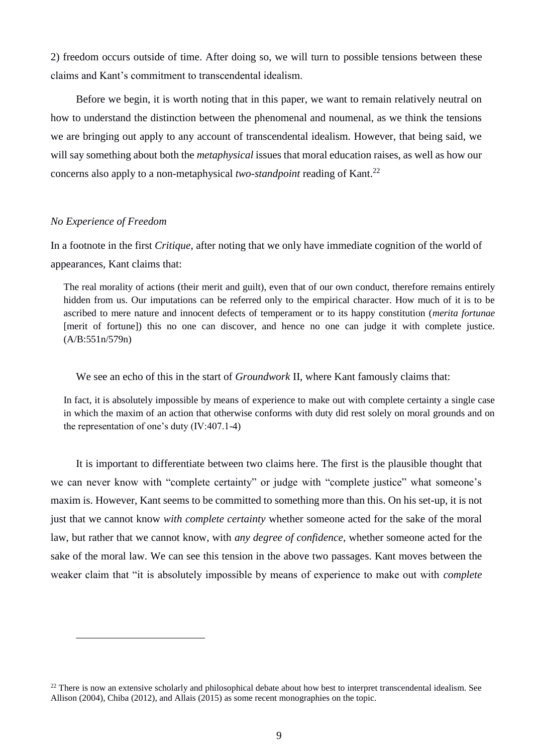2) freedom occurs outside of time. After doing so, we will turn to possible tensions between these claims and Kant's commitment to transcendental idealism.

Before we begin, it is worth noting that in this paper, we want to remain relatively neutral on how to understand the distinction between the phenomenal and noumenal, as we think the tensions we are bringing out apply to any account of transcendental idealism. However, that being said, we will say something about both the *metaphysical* issues that moral education raises, as well as how our concerns also apply to a non-metaphysical *two-standpoint* reading of Kant.[22]

*No Experience of Freedom*

In a footnote in the first *Critique*, after noting that we only have immediate cognition of the world of appearances, Kant claims that:

> The real morality of actions (their merit and guilt), even that of our own conduct, therefore remains entirely hidden from us. Our imputations can be referred only to the empirical character. How much of it is to be ascribed to mere nature and innocent defects of temperament or to its happy constitution (*merita fortunae* [merit of fortune]) this no one can discover, and hence no one can judge it with complete justice. (A/B:551n/579n)

We see an echo of this in the start of *Groundwork* II, where Kant famously claims that:

> In fact, it is absolutely impossible by means of experience to make out with complete certainty a single case in which the maxim of an action that otherwise conforms with duty did rest solely on moral grounds and on the representation of one's duty (IV:407.1-4)

It is important to differentiate between two claims here. The first is the plausible thought that we can never know with "complete certainty" or judge with "complete justice" what someone's maxim is. However, Kant seems to be committed to something more than this. On his set-up, it is not just that we cannot know *with complete certainty* whether someone acted for the sake of the moral law, but rather that we cannot know, with *any degree of confidence*, whether someone acted for the sake of the moral law. We can see this tension in the above two passages. Kant moves between the weaker claim that "it is absolutely impossible by means of experience to make out with *complete*

[22] There is now an extensive scholarly and philosophical debate about how best to interpret transcendental idealism. See Allison (2004), Chiba (2012), and Allais (2015) as some recent monographies on the topic.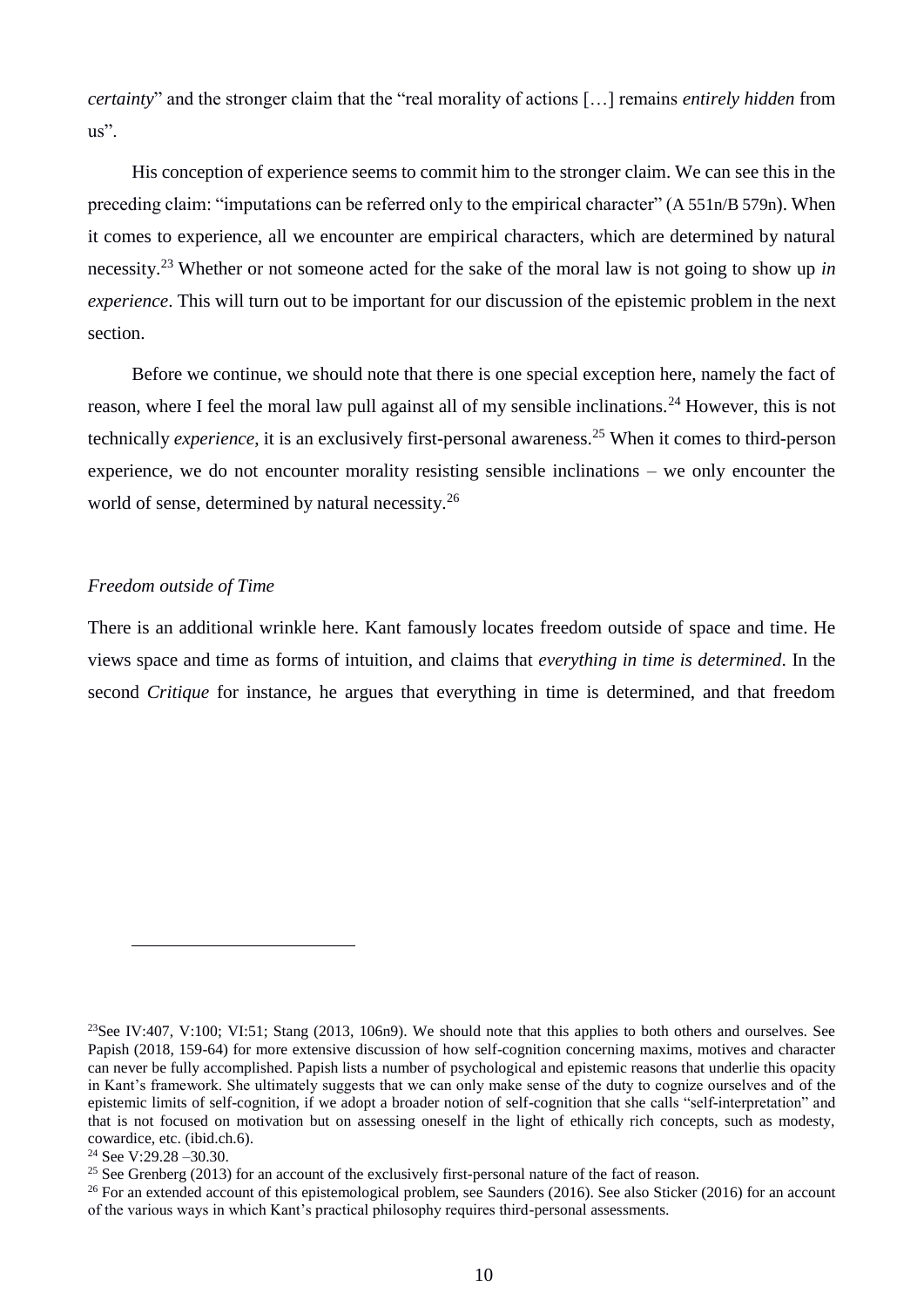*certainty*" and the stronger claim that the "real morality of actions […] remains *entirely hidden* from us".

His conception of experience seems to commit him to the stronger claim. We can see this in the preceding claim: "imputations can be referred only to the empirical character" (A 551n/B 579n). When it comes to experience, all we encounter are empirical characters, which are determined by natural necessity.[23] Whether or not someone acted for the sake of the moral law is not going to show up *in experience*. This will turn out to be important for our discussion of the epistemic problem in the next section.

Before we continue, we should note that there is one special exception here, namely the fact of reason, where I feel the moral law pull against all of my sensible inclinations.[24] However, this is not technically *experience*, it is an exclusively first-personal awareness.[25] When it comes to third-person experience, we do not encounter morality resisting sensible inclinations – we only encounter the world of sense, determined by natural necessity.[26]

### *Freedom outside of Time*

There is an additional wrinkle here. Kant famously locates freedom outside of space and time. He views space and time as forms of intuition, and claims that *everything in time is determined*. In the second *Critique* for instance, he argues that everything in time is determined, and that freedom

---

[23] See IV:407, V:100; VI:51; Stang (2013, 106n9). We should note that this applies to both others and ourselves. See Papish (2018, 159-64) for more extensive discussion of how self-cognition concerning maxims, motives and character can never be fully accomplished. Papish lists a number of psychological and epistemic reasons that underlie this opacity in Kant's framework. She ultimately suggests that we can only make sense of the duty to cognize ourselves and of the epistemic limits of self-cognition, if we adopt a broader notion of self-cognition that she calls "self-interpretation" and that is not focused on motivation but on assessing oneself in the light of ethically rich concepts, such as modesty, cowardice, etc. (ibid.ch.6).

[24] See V:29.28 –30.30.

[25] See Grenberg (2013) for an account of the exclusively first-personal nature of the fact of reason.

[26] For an extended account of this epistemological problem, see Saunders (2016). See also Sticker (2016) for an account of the various ways in which Kant's practical philosophy requires third-personal assessments.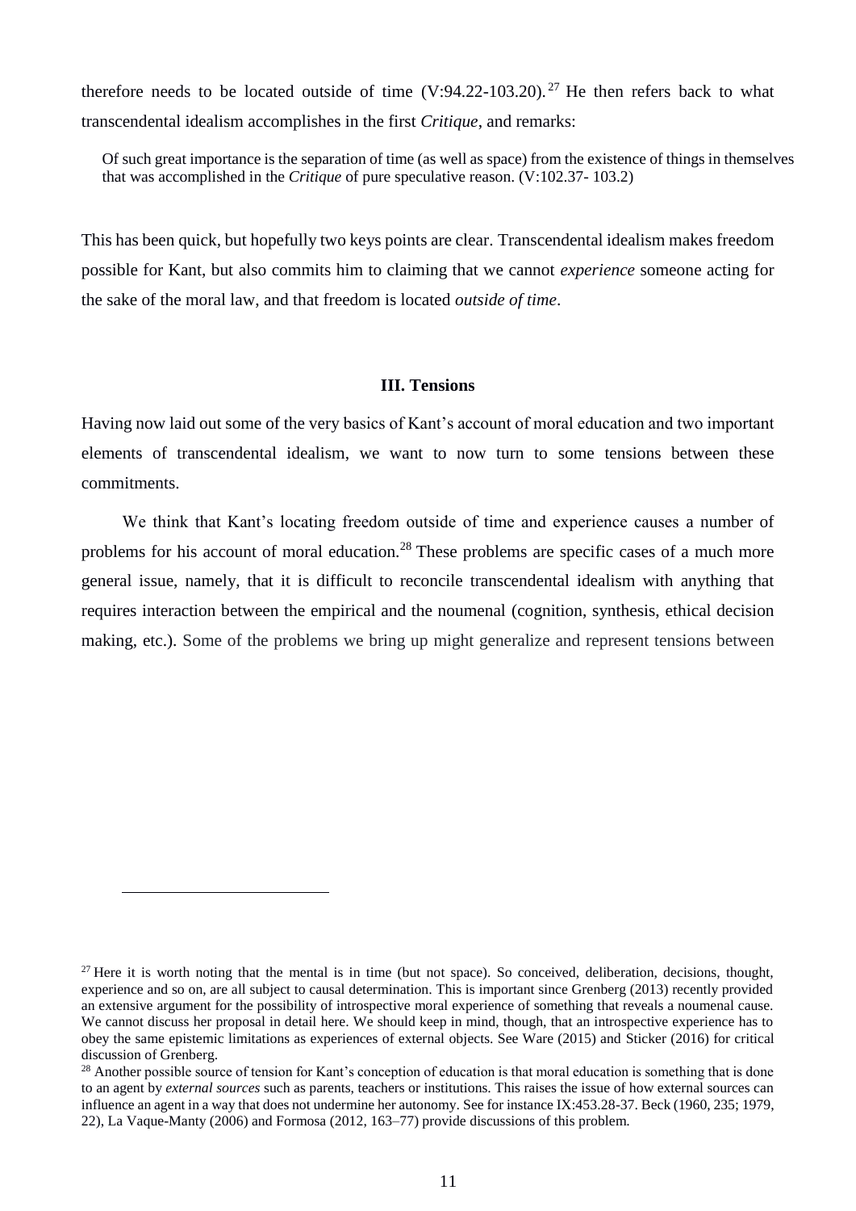therefore needs to be located outside of time (V:94.22-103.20).[27] He then refers back to what transcendental idealism accomplishes in the first *Critique*, and remarks:

> Of such great importance is the separation of time (as well as space) from the existence of things in themselves that was accomplished in the *Critique* of pure speculative reason. (V:102.37- 103.2)

This has been quick, but hopefully two keys points are clear. Transcendental idealism makes freedom possible for Kant, but also commits him to claiming that we cannot *experience* someone acting for the sake of the moral law, and that freedom is located *outside of time*.

### III. Tensions

Having now laid out some of the very basics of Kant's account of moral education and two important elements of transcendental idealism, we want to now turn to some tensions between these commitments.

We think that Kant's locating freedom outside of time and experience causes a number of problems for his account of moral education.[28] These problems are specific cases of a much more general issue, namely, that it is difficult to reconcile transcendental idealism with anything that requires interaction between the empirical and the noumenal (cognition, synthesis, ethical decision making, etc.). Some of the problems we bring up might generalize and represent tensions between

---

[27] Here it is worth noting that the mental is in time (but not space). So conceived, deliberation, decisions, thought, experience and so on, are all subject to causal determination. This is important since Grenberg (2013) recently provided an extensive argument for the possibility of introspective moral experience of something that reveals a noumenal cause. We cannot discuss her proposal in detail here. We should keep in mind, though, that an introspective experience has to obey the same epistemic limitations as experiences of external objects. See Ware (2015) and Sticker (2016) for critical discussion of Grenberg.

[28] Another possible source of tension for Kant's conception of education is that moral education is something that is done to an agent by *external sources* such as parents, teachers or institutions. This raises the issue of how external sources can influence an agent in a way that does not undermine her autonomy. See for instance IX:453.28-37. Beck (1960, 235; 1979, 22), La Vaque-Manty (2006) and Formosa (2012, 163–77) provide discussions of this problem.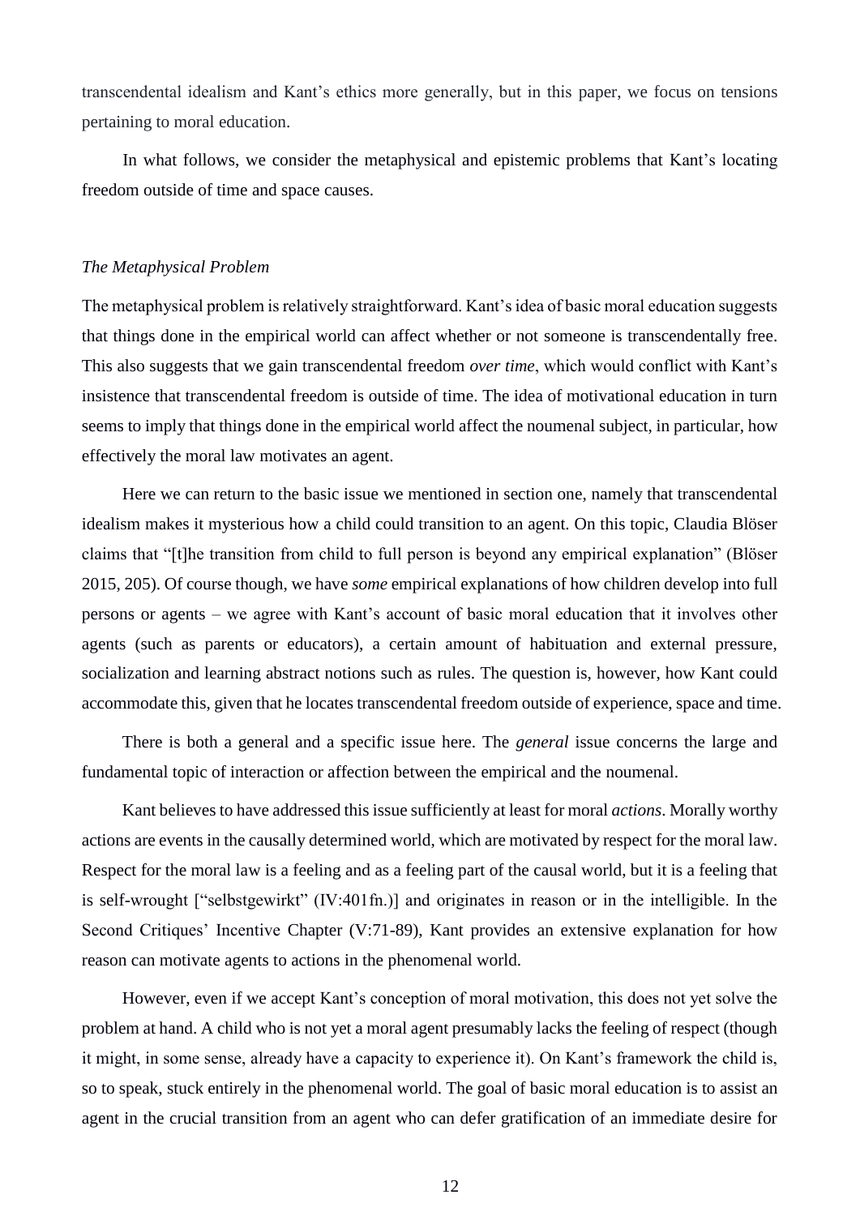transcendental idealism and Kant's ethics more generally, but in this paper, we focus on tensions pertaining to moral education.

In what follows, we consider the metaphysical and epistemic problems that Kant's locating freedom outside of time and space causes.

### *The Metaphysical Problem*

The metaphysical problem is relatively straightforward. Kant's idea of basic moral education suggests that things done in the empirical world can affect whether or not someone is transcendentally free. This also suggests that we gain transcendental freedom *over time*, which would conflict with Kant's insistence that transcendental freedom is outside of time. The idea of motivational education in turn seems to imply that things done in the empirical world affect the noumenal subject, in particular, how effectively the moral law motivates an agent.

Here we can return to the basic issue we mentioned in section one, namely that transcendental idealism makes it mysterious how a child could transition to an agent. On this topic, Claudia Blöser claims that "[t]he transition from child to full person is beyond any empirical explanation" (Blöser 2015, 205). Of course though, we have *some* empirical explanations of how children develop into full persons or agents – we agree with Kant's account of basic moral education that it involves other agents (such as parents or educators), a certain amount of habituation and external pressure, socialization and learning abstract notions such as rules. The question is, however, how Kant could accommodate this, given that he locates transcendental freedom outside of experience, space and time.

There is both a general and a specific issue here. The *general* issue concerns the large and fundamental topic of interaction or affection between the empirical and the noumenal.

Kant believes to have addressed this issue sufficiently at least for moral *actions*. Morally worthy actions are events in the causally determined world, which are motivated by respect for the moral law. Respect for the moral law is a feeling and as a feeling part of the causal world, but it is a feeling that is self-wrought ["selbstgewirkt" (IV:401fn.)] and originates in reason or in the intelligible. In the Second Critiques' Incentive Chapter (V:71-89), Kant provides an extensive explanation for how reason can motivate agents to actions in the phenomenal world.

However, even if we accept Kant's conception of moral motivation, this does not yet solve the problem at hand. A child who is not yet a moral agent presumably lacks the feeling of respect (though it might, in some sense, already have a capacity to experience it). On Kant's framework the child is, so to speak, stuck entirely in the phenomenal world. The goal of basic moral education is to assist an agent in the crucial transition from an agent who can defer gratification of an immediate desire for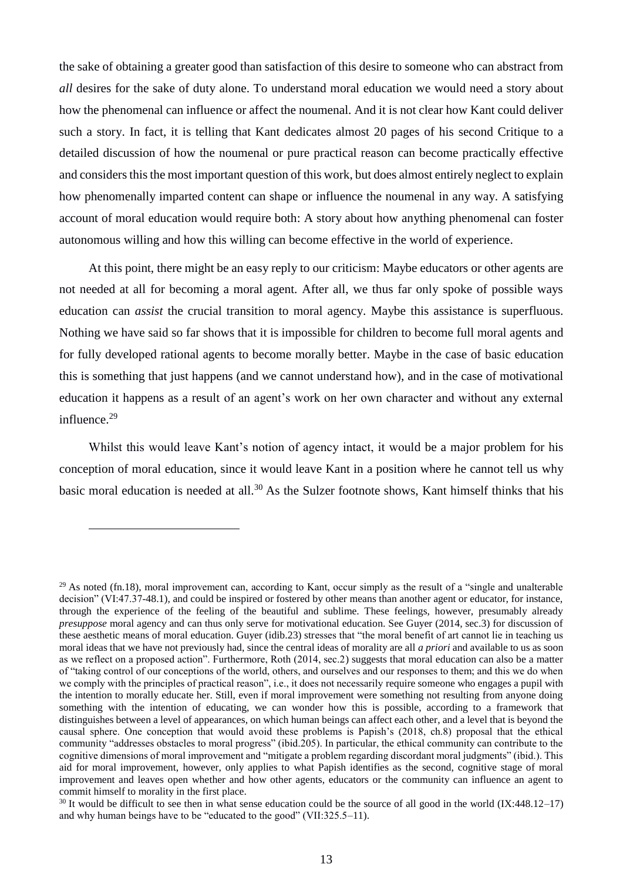the sake of obtaining a greater good than satisfaction of this desire to someone who can abstract from *all* desires for the sake of duty alone. To understand moral education we would need a story about how the phenomenal can influence or affect the noumenal. And it is not clear how Kant could deliver such a story. In fact, it is telling that Kant dedicates almost 20 pages of his second Critique to a detailed discussion of how the noumenal or pure practical reason can become practically effective and considers this the most important question of this work, but does almost entirely neglect to explain how phenomenally imparted content can shape or influence the noumenal in any way. A satisfying account of moral education would require both: A story about how anything phenomenal can foster autonomous willing and how this willing can become effective in the world of experience.

At this point, there might be an easy reply to our criticism: Maybe educators or other agents are not needed at all for becoming a moral agent. After all, we thus far only spoke of possible ways education can *assist* the crucial transition to moral agency. Maybe this assistance is superfluous. Nothing we have said so far shows that it is impossible for children to become full moral agents and for fully developed rational agents to become morally better. Maybe in the case of basic education this is something that just happens (and we cannot understand how), and in the case of motivational education it happens as a result of an agent's work on her own character and without any external influence.[29]

Whilst this would leave Kant's notion of agency intact, it would be a major problem for his conception of moral education, since it would leave Kant in a position where he cannot tell us why basic moral education is needed at all.[30] As the Sulzer footnote shows, Kant himself thinks that his

---

[29] As noted (fn.18), moral improvement can, according to Kant, occur simply as the result of a "single and unalterable decision" (VI:47.37-48.1), and could be inspired or fostered by other means than another agent or educator, for instance, through the experience of the feeling of the beautiful and sublime. These feelings, however, presumably already *presuppose* moral agency and can thus only serve for motivational education. See Guyer (2014, sec.3) for discussion of these aesthetic means of moral education. Guyer (idib.23) stresses that "the moral benefit of art cannot lie in teaching us moral ideas that we have not previously had, since the central ideas of morality are all *a priori* and available to us as soon as we reflect on a proposed action". Furthermore, Roth (2014, sec.2) suggests that moral education can also be a matter of "taking control of our conceptions of the world, others, and ourselves and our responses to them; and this we do when we comply with the principles of practical reason", i.e., it does not necessarily require someone who engages a pupil with the intention to morally educate her. Still, even if moral improvement were something not resulting from anyone doing something with the intention of educating, we can wonder how this is possible, according to a framework that distinguishes between a level of appearances, on which human beings can affect each other, and a level that is beyond the causal sphere. One conception that would avoid these problems is Papish's (2018, ch.8) proposal that the ethical community "addresses obstacles to moral progress" (ibid.205). In particular, the ethical community can contribute to the cognitive dimensions of moral improvement and "mitigate a problem regarding discordant moral judgments" (ibid.). This aid for moral improvement, however, only applies to what Papish identifies as the second, cognitive stage of moral improvement and leaves open whether and how other agents, educators or the community can influence an agent to commit himself to morality in the first place.

[30] It would be difficult to see then in what sense education could be the source of all good in the world (IX:448.12–17) and why human beings have to be "educated to the good" (VII:325.5–11).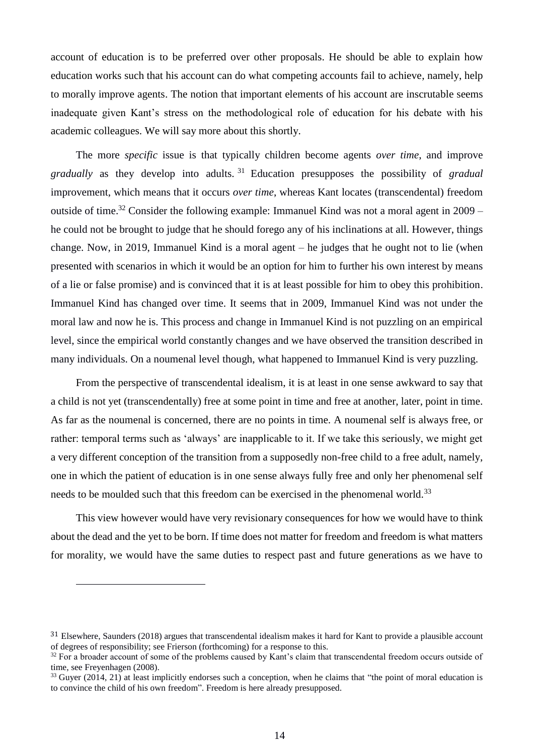account of education is to be preferred over other proposals. He should be able to explain how education works such that his account can do what competing accounts fail to achieve, namely, help to morally improve agents. The notion that important elements of his account are inscrutable seems inadequate given Kant's stress on the methodological role of education for his debate with his academic colleagues. We will say more about this shortly.

The more *specific* issue is that typically children become agents *over time*, and improve *gradually* as they develop into adults.[31] Education presupposes the possibility of *gradual* improvement, which means that it occurs *over time*, whereas Kant locates (transcendental) freedom outside of time.[32] Consider the following example: Immanuel Kind was not a moral agent in 2009 – he could not be brought to judge that he should forego any of his inclinations at all. However, things change. Now, in 2019, Immanuel Kind is a moral agent – he judges that he ought not to lie (when presented with scenarios in which it would be an option for him to further his own interest by means of a lie or false promise) and is convinced that it is at least possible for him to obey this prohibition. Immanuel Kind has changed over time. It seems that in 2009, Immanuel Kind was not under the moral law and now he is. This process and change in Immanuel Kind is not puzzling on an empirical level, since the empirical world constantly changes and we have observed the transition described in many individuals. On a noumenal level though, what happened to Immanuel Kind is very puzzling.

From the perspective of transcendental idealism, it is at least in one sense awkward to say that a child is not yet (transcendentally) free at some point in time and free at another, later, point in time. As far as the noumenal is concerned, there are no points in time. A noumenal self is always free, or rather: temporal terms such as 'always' are inapplicable to it. If we take this seriously, we might get a very different conception of the transition from a supposedly non-free child to a free adult, namely, one in which the patient of education is in one sense always fully free and only her phenomenal self needs to be moulded such that this freedom can be exercised in the phenomenal world.[33]

This view however would have very revisionary consequences for how we would have to think about the dead and the yet to be born. If time does not matter for freedom and freedom is what matters for morality, we would have the same duties to respect past and future generations as we have to

---

[31] Elsewhere, Saunders (2018) argues that transcendental idealism makes it hard for Kant to provide a plausible account of degrees of responsibility; see Frierson (forthcoming) for a response to this.

[32] For a broader account of some of the problems caused by Kant's claim that transcendental freedom occurs outside of time, see Freyenhagen (2008).

[33] Guyer (2014, 21) at least implicitly endorses such a conception, when he claims that "the point of moral education is to convince the child of his own freedom". Freedom is here already presupposed.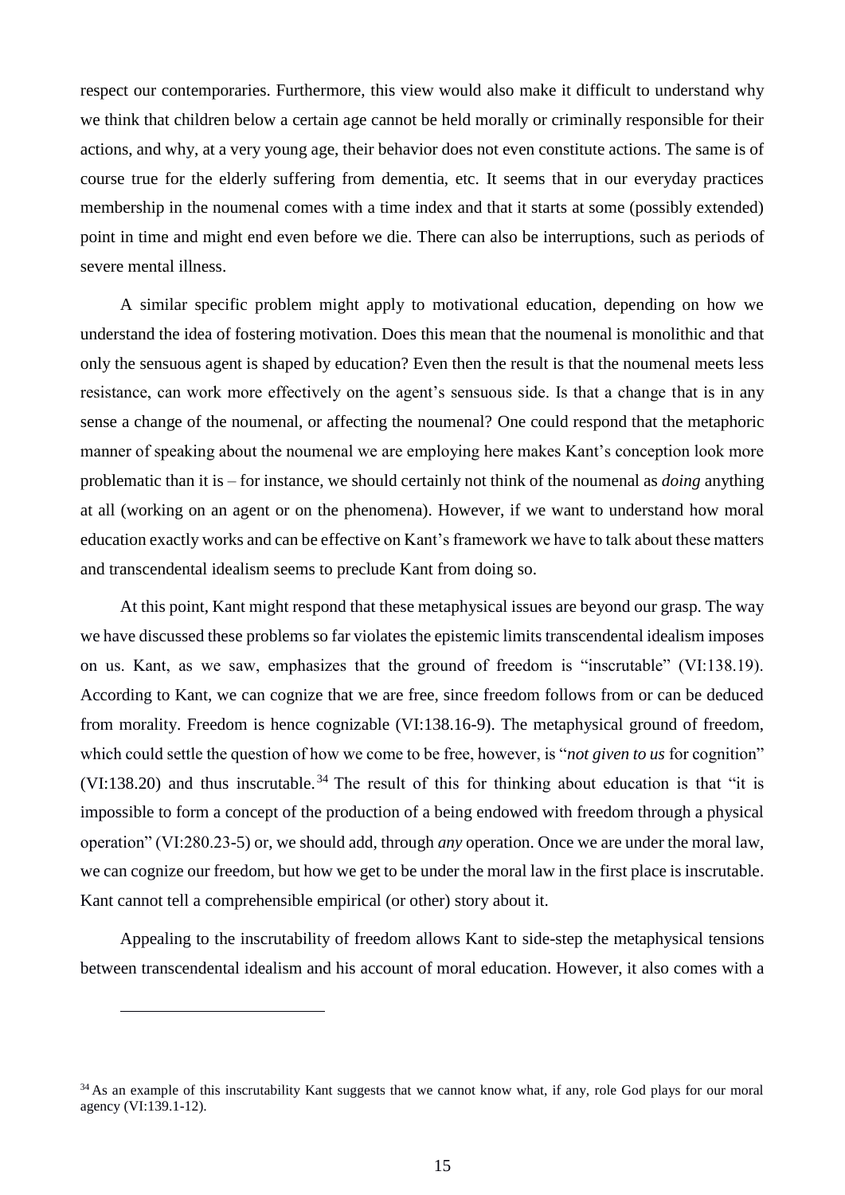respect our contemporaries. Furthermore, this view would also make it difficult to understand why we think that children below a certain age cannot be held morally or criminally responsible for their actions, and why, at a very young age, their behavior does not even constitute actions. The same is of course true for the elderly suffering from dementia, etc. It seems that in our everyday practices membership in the noumenal comes with a time index and that it starts at some (possibly extended) point in time and might end even before we die. There can also be interruptions, such as periods of severe mental illness.

A similar specific problem might apply to motivational education, depending on how we understand the idea of fostering motivation. Does this mean that the noumenal is monolithic and that only the sensuous agent is shaped by education? Even then the result is that the noumenal meets less resistance, can work more effectively on the agent's sensuous side. Is that a change that is in any sense a change of the noumenal, or affecting the noumenal? One could respond that the metaphoric manner of speaking about the noumenal we are employing here makes Kant's conception look more problematic than it is – for instance, we should certainly not think of the noumenal as *doing* anything at all (working on an agent or on the phenomena). However, if we want to understand how moral education exactly works and can be effective on Kant's framework we have to talk about these matters and transcendental idealism seems to preclude Kant from doing so.

At this point, Kant might respond that these metaphysical issues are beyond our grasp. The way we have discussed these problems so far violates the epistemic limits transcendental idealism imposes on us. Kant, as we saw, emphasizes that the ground of freedom is "inscrutable" (VI:138.19). According to Kant, we can cognize that we are free, since freedom follows from or can be deduced from morality. Freedom is hence cognizable (VI:138.16-9). The metaphysical ground of freedom, which could settle the question of how we come to be free, however, is "*not given to us* for cognition" (VI:138.20) and thus inscrutable.[34] The result of this for thinking about education is that "it is impossible to form a concept of the production of a being endowed with freedom through a physical operation" (VI:280.23-5) or, we should add, through *any* operation. Once we are under the moral law, we can cognize our freedom, but how we get to be under the moral law in the first place is inscrutable. Kant cannot tell a comprehensible empirical (or other) story about it.

Appealing to the inscrutability of freedom allows Kant to side-step the metaphysical tensions between transcendental idealism and his account of moral education. However, it also comes with a

[34] As an example of this inscrutability Kant suggests that we cannot know what, if any, role God plays for our moral agency (VI:139.1-12).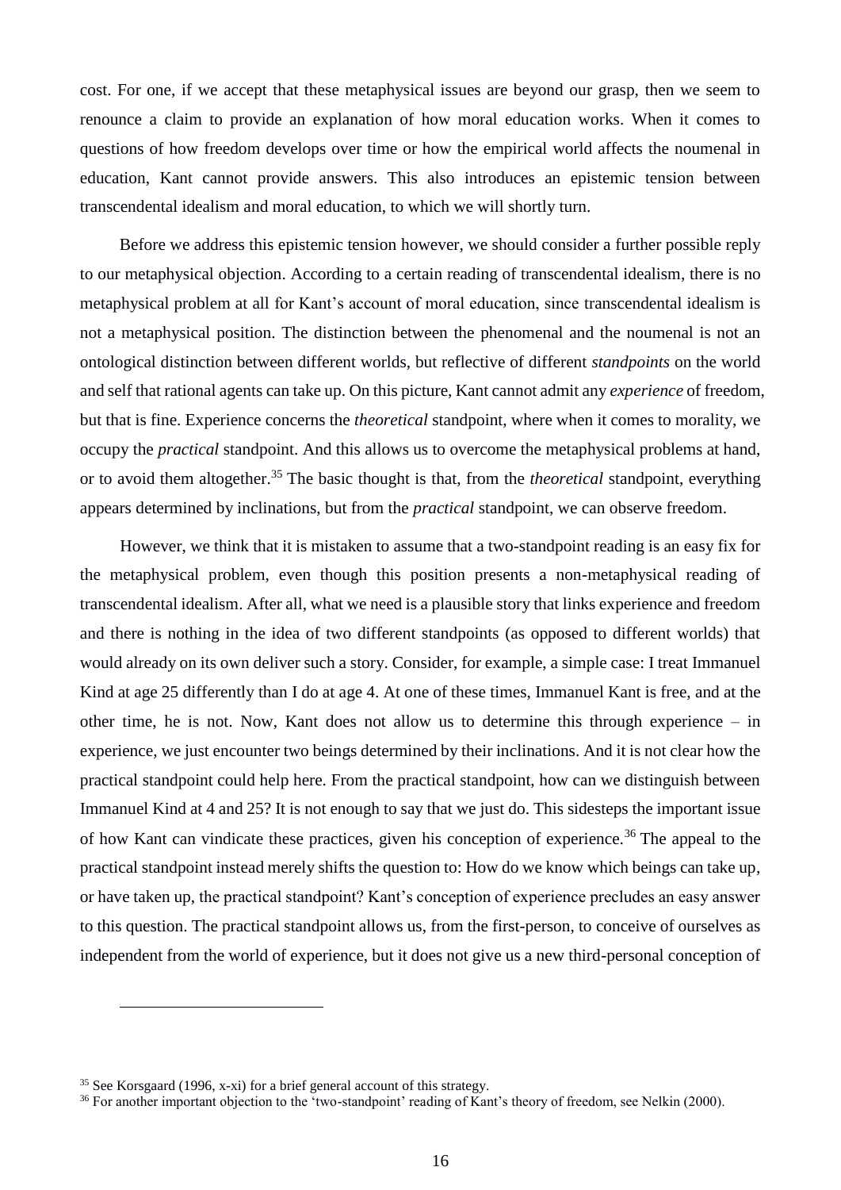cost. For one, if we accept that these metaphysical issues are beyond our grasp, then we seem to renounce a claim to provide an explanation of how moral education works. When it comes to questions of how freedom develops over time or how the empirical world affects the noumenal in education, Kant cannot provide answers. This also introduces an epistemic tension between transcendental idealism and moral education, to which we will shortly turn.

Before we address this epistemic tension however, we should consider a further possible reply to our metaphysical objection. According to a certain reading of transcendental idealism, there is no metaphysical problem at all for Kant's account of moral education, since transcendental idealism is not a metaphysical position. The distinction between the phenomenal and the noumenal is not an ontological distinction between different worlds, but reflective of different *standpoints* on the world and self that rational agents can take up. On this picture, Kant cannot admit any *experience* of freedom, but that is fine. Experience concerns the *theoretical* standpoint, where when it comes to morality, we occupy the *practical* standpoint. And this allows us to overcome the metaphysical problems at hand, or to avoid them altogether.[35] The basic thought is that, from the *theoretical* standpoint, everything appears determined by inclinations, but from the *practical* standpoint, we can observe freedom.

However, we think that it is mistaken to assume that a two-standpoint reading is an easy fix for the metaphysical problem, even though this position presents a non-metaphysical reading of transcendental idealism. After all, what we need is a plausible story that links experience and freedom and there is nothing in the idea of two different standpoints (as opposed to different worlds) that would already on its own deliver such a story. Consider, for example, a simple case: I treat Immanuel Kind at age 25 differently than I do at age 4. At one of these times, Immanuel Kant is free, and at the other time, he is not. Now, Kant does not allow us to determine this through experience – in experience, we just encounter two beings determined by their inclinations. And it is not clear how the practical standpoint could help here. From the practical standpoint, how can we distinguish between Immanuel Kind at 4 and 25? It is not enough to say that we just do. This sidesteps the important issue of how Kant can vindicate these practices, given his conception of experience.[36] The appeal to the practical standpoint instead merely shifts the question to: How do we know which beings can take up, or have taken up, the practical standpoint? Kant's conception of experience precludes an easy answer to this question. The practical standpoint allows us, from the first-person, to conceive of ourselves as independent from the world of experience, but it does not give us a new third-personal conception of

---

[35] See Korsgaard (1996, x-xi) for a brief general account of this strategy.

[36] For another important objection to the 'two-standpoint' reading of Kant's theory of freedom, see Nelkin (2000).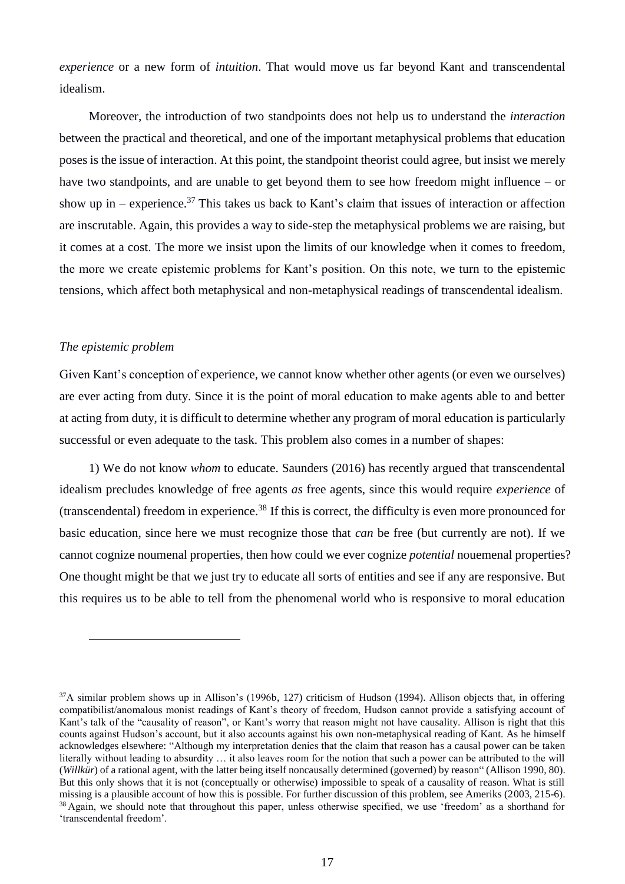*experience* or a new form of *intuition*. That would move us far beyond Kant and transcendental idealism.

Moreover, the introduction of two standpoints does not help us to understand the *interaction* between the practical and theoretical, and one of the important metaphysical problems that education poses is the issue of interaction. At this point, the standpoint theorist could agree, but insist we merely have two standpoints, and are unable to get beyond them to see how freedom might influence – or show up in – experience.[37] This takes us back to Kant's claim that issues of interaction or affection are inscrutable. Again, this provides a way to side-step the metaphysical problems we are raising, but it comes at a cost. The more we insist upon the limits of our knowledge when it comes to freedom, the more we create epistemic problems for Kant's position. On this note, we turn to the epistemic tensions, which affect both metaphysical and non-metaphysical readings of transcendental idealism.

*The epistemic problem*

Given Kant's conception of experience, we cannot know whether other agents (or even we ourselves) are ever acting from duty. Since it is the point of moral education to make agents able to and better at acting from duty, it is difficult to determine whether any program of moral education is particularly successful or even adequate to the task. This problem also comes in a number of shapes:

1) We do not know *whom* to educate. Saunders (2016) has recently argued that transcendental idealism precludes knowledge of free agents *as* free agents, since this would require *experience* of (transcendental) freedom in experience.[38] If this is correct, the difficulty is even more pronounced for basic education, since here we must recognize those that *can* be free (but currently are not). If we cannot cognize noumenal properties, then how could we ever cognize *potential* nouemenal properties? One thought might be that we just try to educate all sorts of entities and see if any are responsive. But this requires us to be able to tell from the phenomenal world who is responsive to moral education

[37] A similar problem shows up in Allison's (1996b, 127) criticism of Hudson (1994). Allison objects that, in offering compatibilist/anomalous monist readings of Kant's theory of freedom, Hudson cannot provide a satisfying account of Kant's talk of the "causality of reason", or Kant's worry that reason might not have causality. Allison is right that this counts against Hudson's account, but it also accounts against his own non-metaphysical reading of Kant. As he himself acknowledges elsewhere: "Although my interpretation denies that the claim that reason has a causal power can be taken literally without leading to absurdity … it also leaves room for the notion that such a power can be attributed to the will (*Willkür*) of a rational agent, with the latter being itself noncausally determined (governed) by reason" (Allison 1990, 80). But this only shows that it is not (conceptually or otherwise) impossible to speak of a causality of reason. What is still missing is a plausible account of how this is possible. For further discussion of this problem, see Ameriks (2003, 215-6).

[38] Again, we should note that throughout this paper, unless otherwise specified, we use 'freedom' as a shorthand for 'transcendental freedom'.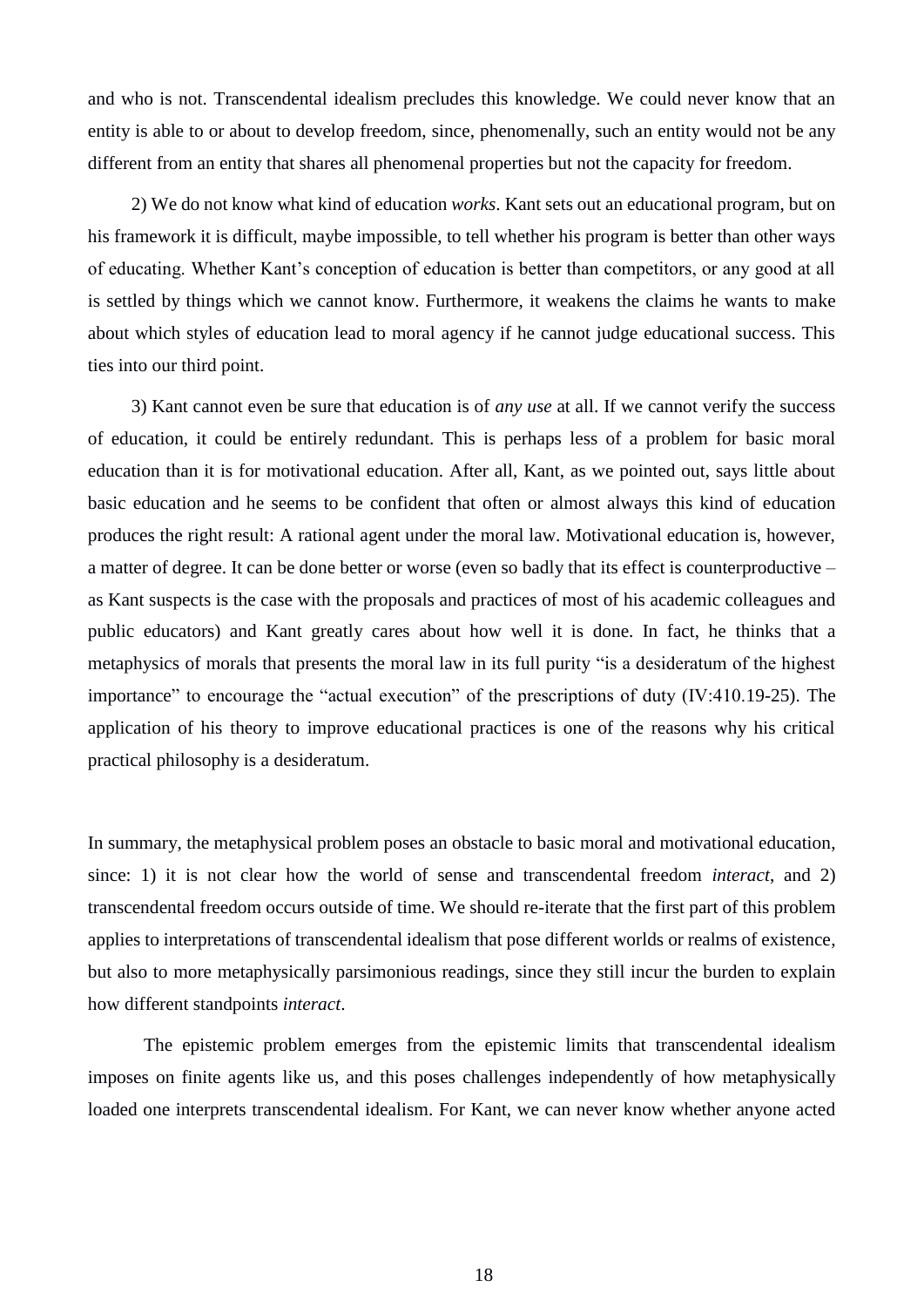and who is not. Transcendental idealism precludes this knowledge. We could never know that an entity is able to or about to develop freedom, since, phenomenally, such an entity would not be any different from an entity that shares all phenomenal properties but not the capacity for freedom.

2) We do not know what kind of education *works*. Kant sets out an educational program, but on his framework it is difficult, maybe impossible, to tell whether his program is better than other ways of educating. Whether Kant's conception of education is better than competitors, or any good at all is settled by things which we cannot know. Furthermore, it weakens the claims he wants to make about which styles of education lead to moral agency if he cannot judge educational success. This ties into our third point.

3) Kant cannot even be sure that education is of *any use* at all. If we cannot verify the success of education, it could be entirely redundant. This is perhaps less of a problem for basic moral education than it is for motivational education. After all, Kant, as we pointed out, says little about basic education and he seems to be confident that often or almost always this kind of education produces the right result: A rational agent under the moral law. Motivational education is, however, a matter of degree. It can be done better or worse (even so badly that its effect is counterproductive – as Kant suspects is the case with the proposals and practices of most of his academic colleagues and public educators) and Kant greatly cares about how well it is done. In fact, he thinks that a metaphysics of morals that presents the moral law in its full purity "is a desideratum of the highest importance" to encourage the "actual execution" of the prescriptions of duty (IV:410.19-25). The application of his theory to improve educational practices is one of the reasons why his critical practical philosophy is a desideratum.

In summary, the metaphysical problem poses an obstacle to basic moral and motivational education, since: 1) it is not clear how the world of sense and transcendental freedom *interact*, and 2) transcendental freedom occurs outside of time. We should re-iterate that the first part of this problem applies to interpretations of transcendental idealism that pose different worlds or realms of existence, but also to more metaphysically parsimonious readings, since they still incur the burden to explain how different standpoints *interact*.

The epistemic problem emerges from the epistemic limits that transcendental idealism imposes on finite agents like us, and this poses challenges independently of how metaphysically loaded one interprets transcendental idealism. For Kant, we can never know whether anyone acted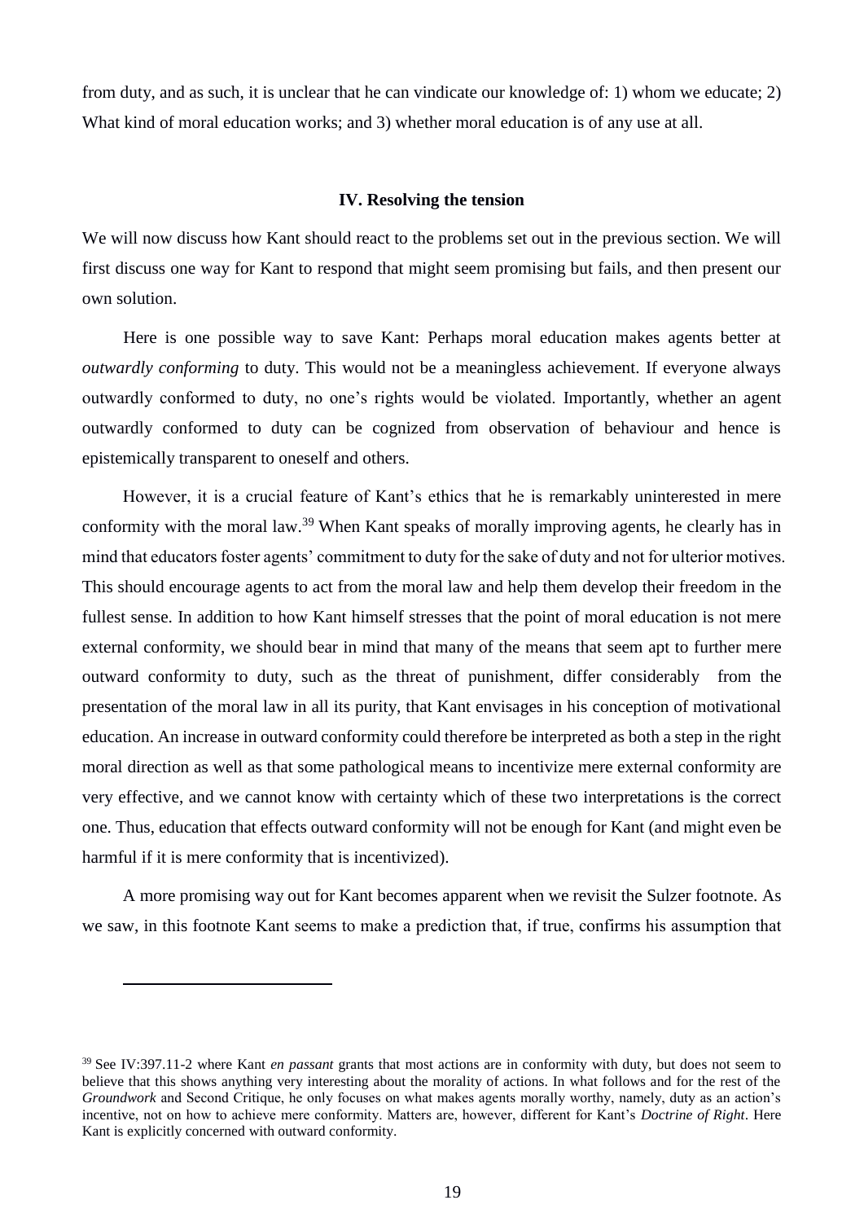from duty, and as such, it is unclear that he can vindicate our knowledge of: 1) whom we educate; 2) What kind of moral education works; and 3) whether moral education is of any use at all.

## IV. Resolving the tension

We will now discuss how Kant should react to the problems set out in the previous section. We will first discuss one way for Kant to respond that might seem promising but fails, and then present our own solution.

Here is one possible way to save Kant: Perhaps moral education makes agents better at *outwardly conforming* to duty. This would not be a meaningless achievement. If everyone always outwardly conformed to duty, no one's rights would be violated. Importantly, whether an agent outwardly conformed to duty can be cognized from observation of behaviour and hence is epistemically transparent to oneself and others.

However, it is a crucial feature of Kant's ethics that he is remarkably uninterested in mere conformity with the moral law.[39] When Kant speaks of morally improving agents, he clearly has in mind that educators foster agents' commitment to duty for the sake of duty and not for ulterior motives. This should encourage agents to act from the moral law and help them develop their freedom in the fullest sense. In addition to how Kant himself stresses that the point of moral education is not mere external conformity, we should bear in mind that many of the means that seem apt to further mere outward conformity to duty, such as the threat of punishment, differ considerably from the presentation of the moral law in all its purity, that Kant envisages in his conception of motivational education. An increase in outward conformity could therefore be interpreted as both a step in the right moral direction as well as that some pathological means to incentivize mere external conformity are very effective, and we cannot know with certainty which of these two interpretations is the correct one. Thus, education that effects outward conformity will not be enough for Kant (and might even be harmful if it is mere conformity that is incentivized).

A more promising way out for Kant becomes apparent when we revisit the Sulzer footnote. As we saw, in this footnote Kant seems to make a prediction that, if true, confirms his assumption that

---

[39] See IV:397.11-2 where Kant *en passant* grants that most actions are in conformity with duty, but does not seem to believe that this shows anything very interesting about the morality of actions. In what follows and for the rest of the *Groundwork* and Second Critique, he only focuses on what makes agents morally worthy, namely, duty as an action's incentive, not on how to achieve mere conformity. Matters are, however, different for Kant's *Doctrine of Right*. Here Kant is explicitly concerned with outward conformity.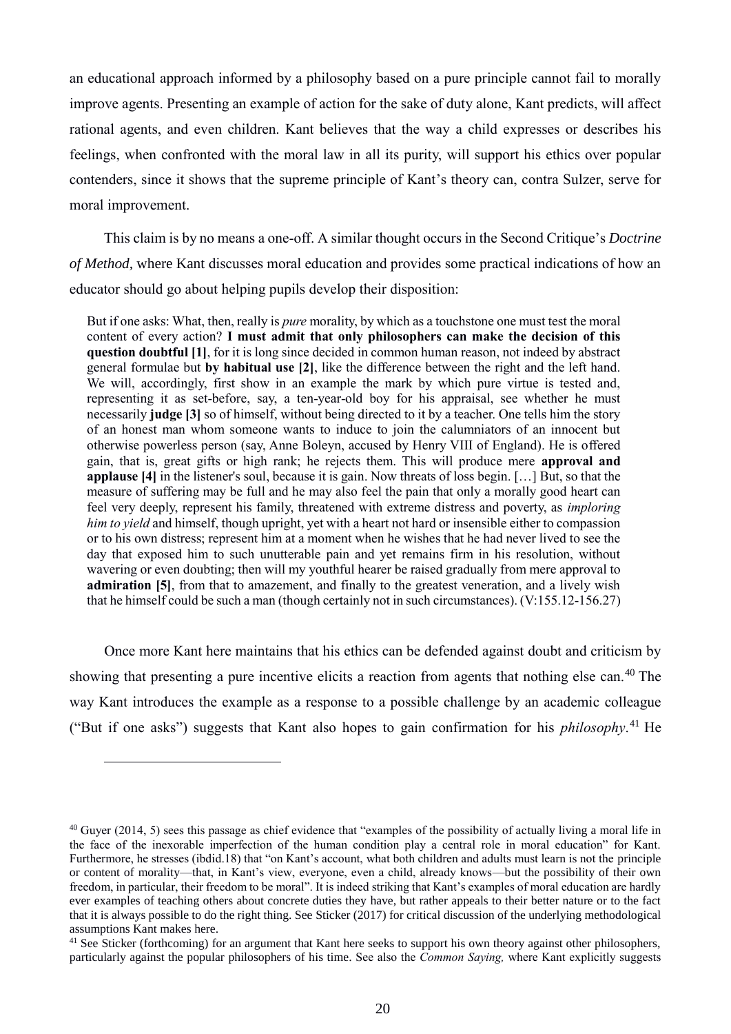an educational approach informed by a philosophy based on a pure principle cannot fail to morally improve agents. Presenting an example of action for the sake of duty alone, Kant predicts, will affect rational agents, and even children. Kant believes that the way a child expresses or describes his feelings, when confronted with the moral law in all its purity, will support his ethics over popular contenders, since it shows that the supreme principle of Kant's theory can, contra Sulzer, serve for moral improvement.

This claim is by no means a one-off. A similar thought occurs in the Second Critique's *Doctrine of Method,* where Kant discusses moral education and provides some practical indications of how an educator should go about helping pupils develop their disposition:

> But if one asks: What, then, really is *pure* morality, by which as a touchstone one must test the moral content of every action? **I must admit that only philosophers can make the decision of this question doubtful [1]**, for it is long since decided in common human reason, not indeed by abstract general formulae but **by habitual use [2]**, like the difference between the right and the left hand. We will, accordingly, first show in an example the mark by which pure virtue is tested and, representing it as set-before, say, a ten-year-old boy for his appraisal, see whether he must necessarily **judge [3]** so of himself, without being directed to it by a teacher. One tells him the story of an honest man whom someone wants to induce to join the calumniators of an innocent but otherwise powerless person (say, Anne Boleyn, accused by Henry VIII of England). He is offered gain, that is, great gifts or high rank; he rejects them. This will produce mere **approval and applause [4]** in the listener's soul, because it is gain. Now threats of loss begin. […] But, so that the measure of suffering may be full and he may also feel the pain that only a morally good heart can feel very deeply, represent his family, threatened with extreme distress and poverty, as *imploring him to yield* and himself, though upright, yet with a heart not hard or insensible either to compassion or to his own distress; represent him at a moment when he wishes that he had never lived to see the day that exposed him to such unutterable pain and yet remains firm in his resolution, without wavering or even doubting; then will my youthful hearer be raised gradually from mere approval to **admiration [5]**, from that to amazement, and finally to the greatest veneration, and a lively wish that he himself could be such a man (though certainly not in such circumstances). (V:155.12-156.27)

Once more Kant here maintains that his ethics can be defended against doubt and criticism by showing that presenting a pure incentive elicits a reaction from agents that nothing else can.[40] The way Kant introduces the example as a response to a possible challenge by an academic colleague ("But if one asks") suggests that Kant also hopes to gain confirmation for his *philosophy*.[41] He

---

[40] Guyer (2014, 5) sees this passage as chief evidence that "examples of the possibility of actually living a moral life in the face of the inexorable imperfection of the human condition play a central role in moral education" for Kant. Furthermore, he stresses (ibdid.18) that "on Kant's account, what both children and adults must learn is not the principle or content of morality—that, in Kant's view, everyone, even a child, already knows—but the possibility of their own freedom, in particular, their freedom to be moral". It is indeed striking that Kant's examples of moral education are hardly ever examples of teaching others about concrete duties they have, but rather appeals to their better nature or to the fact that it is always possible to do the right thing. See Sticker (2017) for critical discussion of the underlying methodological assumptions Kant makes here.

[41] See Sticker (forthcoming) for an argument that Kant here seeks to support his own theory against other philosophers, particularly against the popular philosophers of his time. See also the *Common Saying,* where Kant explicitly suggests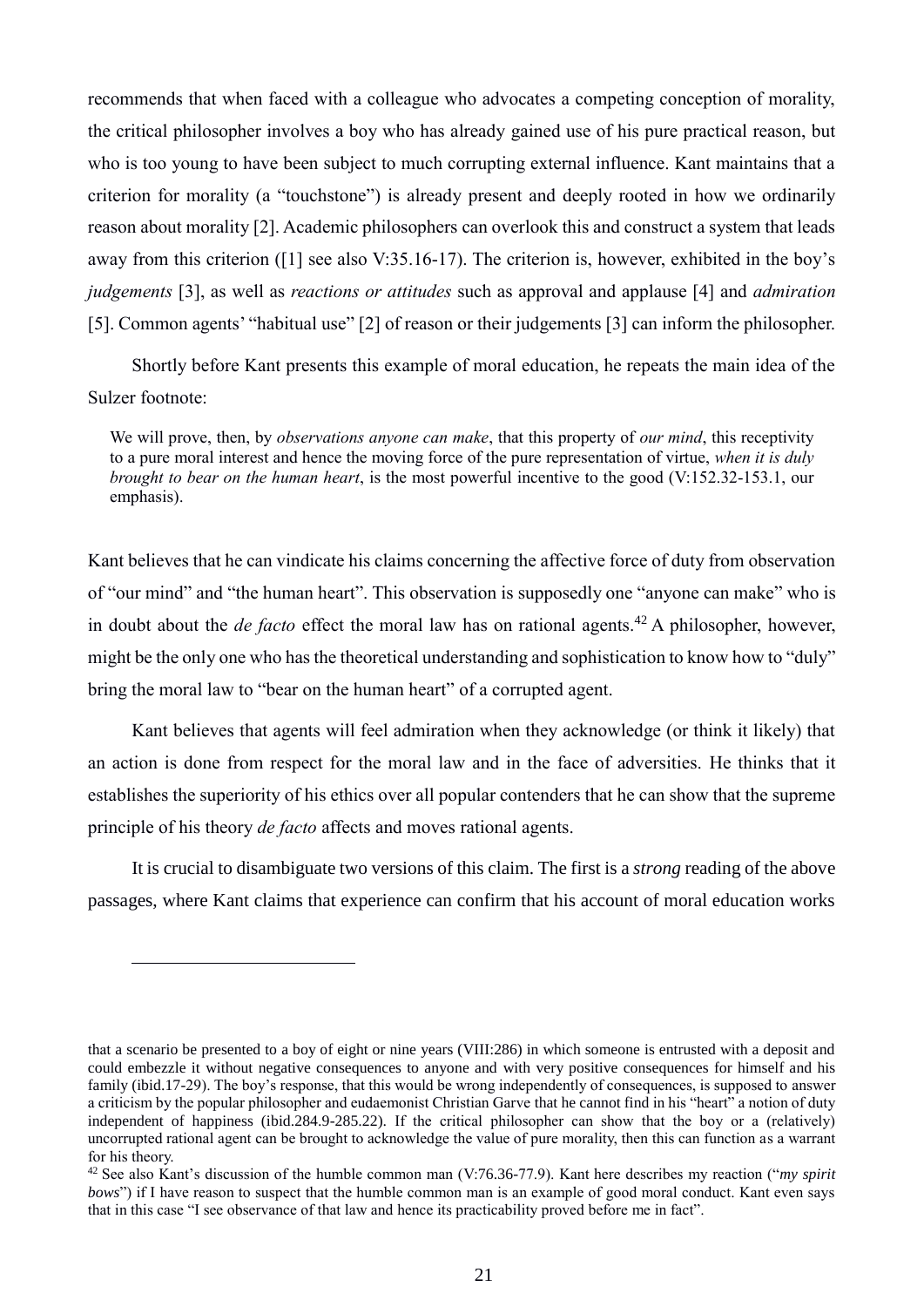recommends that when faced with a colleague who advocates a competing conception of morality, the critical philosopher involves a boy who has already gained use of his pure practical reason, but who is too young to have been subject to much corrupting external influence. Kant maintains that a criterion for morality (a "touchstone") is already present and deeply rooted in how we ordinarily reason about morality [2]. Academic philosophers can overlook this and construct a system that leads away from this criterion ([1] see also V:35.16-17). The criterion is, however, exhibited in the boy's *judgements* [3], as well as *reactions or attitudes* such as approval and applause [4] and *admiration* [5]. Common agents' "habitual use" [2] of reason or their judgements [3] can inform the philosopher.

Shortly before Kant presents this example of moral education, he repeats the main idea of the Sulzer footnote:

> We will prove, then, by *observations anyone can make*, that this property of *our mind*, this receptivity to a pure moral interest and hence the moving force of the pure representation of virtue, *when it is duly brought to bear on the human heart*, is the most powerful incentive to the good (V:152.32-153.1, our emphasis).

Kant believes that he can vindicate his claims concerning the affective force of duty from observation of "our mind" and "the human heart". This observation is supposedly one "anyone can make" who is in doubt about the *de facto* effect the moral law has on rational agents.[42] A philosopher, however, might be the only one who has the theoretical understanding and sophistication to know how to "duly" bring the moral law to "bear on the human heart" of a corrupted agent.

Kant believes that agents will feel admiration when they acknowledge (or think it likely) that an action is done from respect for the moral law and in the face of adversities. He thinks that it establishes the superiority of his ethics over all popular contenders that he can show that the supreme principle of his theory *de facto* affects and moves rational agents.

It is crucial to disambiguate two versions of this claim. The first is a *strong* reading of the above passages, where Kant claims that experience can confirm that his account of moral education works

---

that a scenario be presented to a boy of eight or nine years (VIII:286) in which someone is entrusted with a deposit and could embezzle it without negative consequences to anyone and with very positive consequences for himself and his family (ibid.17-29). The boy's response, that this would be wrong independently of consequences, is supposed to answer a criticism by the popular philosopher and eudaemonist Christian Garve that he cannot find in his "heart" a notion of duty independent of happiness (ibid.284.9-285.22). If the critical philosopher can show that the boy or a (relatively) uncorrupted rational agent can be brought to acknowledge the value of pure morality, then this can function as a warrant for his theory.

[42] See also Kant's discussion of the humble common man (V:76.36-77.9). Kant here describes my reaction ("*my spirit bows*") if I have reason to suspect that the humble common man is an example of good moral conduct. Kant even says that in this case "I see observance of that law and hence its practicability proved before me in fact".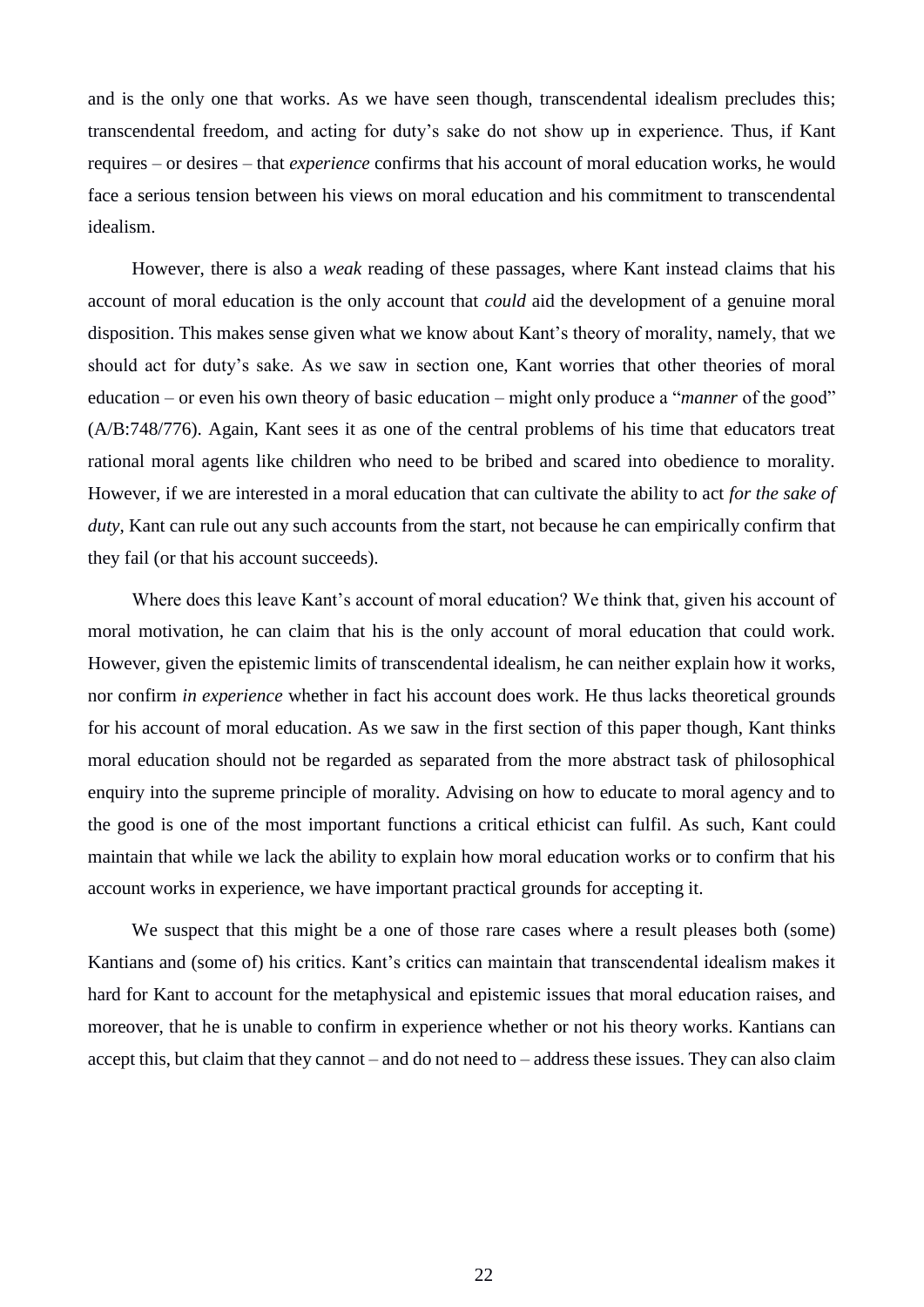and is the only one that works. As we have seen though, transcendental idealism precludes this; transcendental freedom, and acting for duty's sake do not show up in experience. Thus, if Kant requires – or desires – that *experience* confirms that his account of moral education works, he would face a serious tension between his views on moral education and his commitment to transcendental idealism.

However, there is also a *weak* reading of these passages, where Kant instead claims that his account of moral education is the only account that *could* aid the development of a genuine moral disposition. This makes sense given what we know about Kant's theory of morality, namely, that we should act for duty's sake. As we saw in section one, Kant worries that other theories of moral education – or even his own theory of basic education – might only produce a "*manner* of the good" (A/B:748/776). Again, Kant sees it as one of the central problems of his time that educators treat rational moral agents like children who need to be bribed and scared into obedience to morality. However, if we are interested in a moral education that can cultivate the ability to act *for the sake of duty*, Kant can rule out any such accounts from the start, not because he can empirically confirm that they fail (or that his account succeeds).

Where does this leave Kant's account of moral education? We think that, given his account of moral motivation, he can claim that his is the only account of moral education that could work. However, given the epistemic limits of transcendental idealism, he can neither explain how it works, nor confirm *in experience* whether in fact his account does work. He thus lacks theoretical grounds for his account of moral education. As we saw in the first section of this paper though, Kant thinks moral education should not be regarded as separated from the more abstract task of philosophical enquiry into the supreme principle of morality. Advising on how to educate to moral agency and to the good is one of the most important functions a critical ethicist can fulfil. As such, Kant could maintain that while we lack the ability to explain how moral education works or to confirm that his account works in experience, we have important practical grounds for accepting it.

We suspect that this might be a one of those rare cases where a result pleases both (some) Kantians and (some of) his critics. Kant's critics can maintain that transcendental idealism makes it hard for Kant to account for the metaphysical and epistemic issues that moral education raises, and moreover, that he is unable to confirm in experience whether or not his theory works. Kantians can accept this, but claim that they cannot – and do not need to – address these issues. They can also claim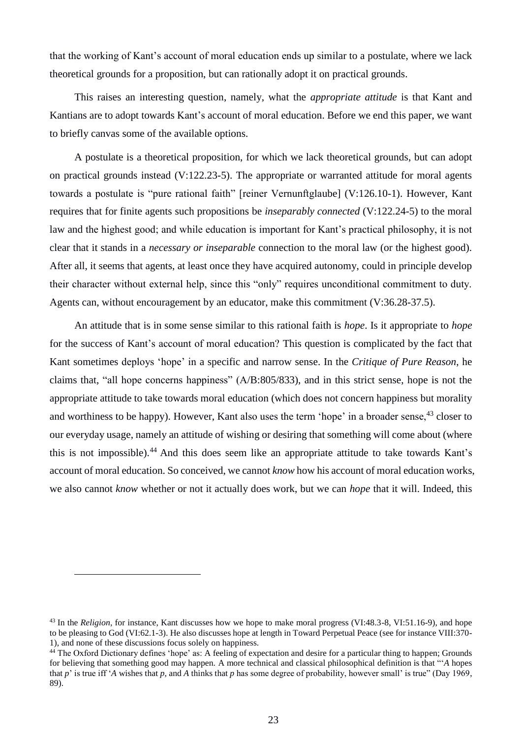that the working of Kant's account of moral education ends up similar to a postulate, where we lack theoretical grounds for a proposition, but can rationally adopt it on practical grounds.

This raises an interesting question, namely, what the *appropriate attitude* is that Kant and Kantians are to adopt towards Kant's account of moral education. Before we end this paper, we want to briefly canvas some of the available options.

A postulate is a theoretical proposition, for which we lack theoretical grounds, but can adopt on practical grounds instead (V:122.23-5). The appropriate or warranted attitude for moral agents towards a postulate is "pure rational faith" [reiner Vernunftglaube] (V:126.10-1). However, Kant requires that for finite agents such propositions be *inseparably connected* (V:122.24-5) to the moral law and the highest good; and while education is important for Kant's practical philosophy, it is not clear that it stands in a *necessary or inseparable* connection to the moral law (or the highest good). After all, it seems that agents, at least once they have acquired autonomy, could in principle develop their character without external help, since this "only" requires unconditional commitment to duty. Agents can, without encouragement by an educator, make this commitment (V:36.28-37.5).

An attitude that is in some sense similar to this rational faith is *hope*. Is it appropriate to *hope* for the success of Kant's account of moral education? This question is complicated by the fact that Kant sometimes deploys 'hope' in a specific and narrow sense. In the *Critique of Pure Reason*, he claims that, "all hope concerns happiness" (A/B:805/833), and in this strict sense, hope is not the appropriate attitude to take towards moral education (which does not concern happiness but morality and worthiness to be happy). However, Kant also uses the term 'hope' in a broader sense,[43] closer to our everyday usage, namely an attitude of wishing or desiring that something will come about (where this is not impossible).[44] And this does seem like an appropriate attitude to take towards Kant's account of moral education. So conceived, we cannot *know* how his account of moral education works, we also cannot *know* whether or not it actually does work, but we can *hope* that it will. Indeed, this

---

[43] In the *Religion*, for instance, Kant discusses how we hope to make moral progress (VI:48.3-8, VI:51.16-9), and hope to be pleasing to God (VI:62.1-3). He also discusses hope at length in Toward Perpetual Peace (see for instance VIII:370-1), and none of these discussions focus solely on happiness.

[44] The Oxford Dictionary defines 'hope' as: A feeling of expectation and desire for a particular thing to happen; Grounds for believing that something good may happen. A more technical and classical philosophical definition is that "'*A* hopes that *p*' is true iff '*A* wishes that *p*, and *A* thinks that *p* has some degree of probability, however small' is true" (Day 1969, 89).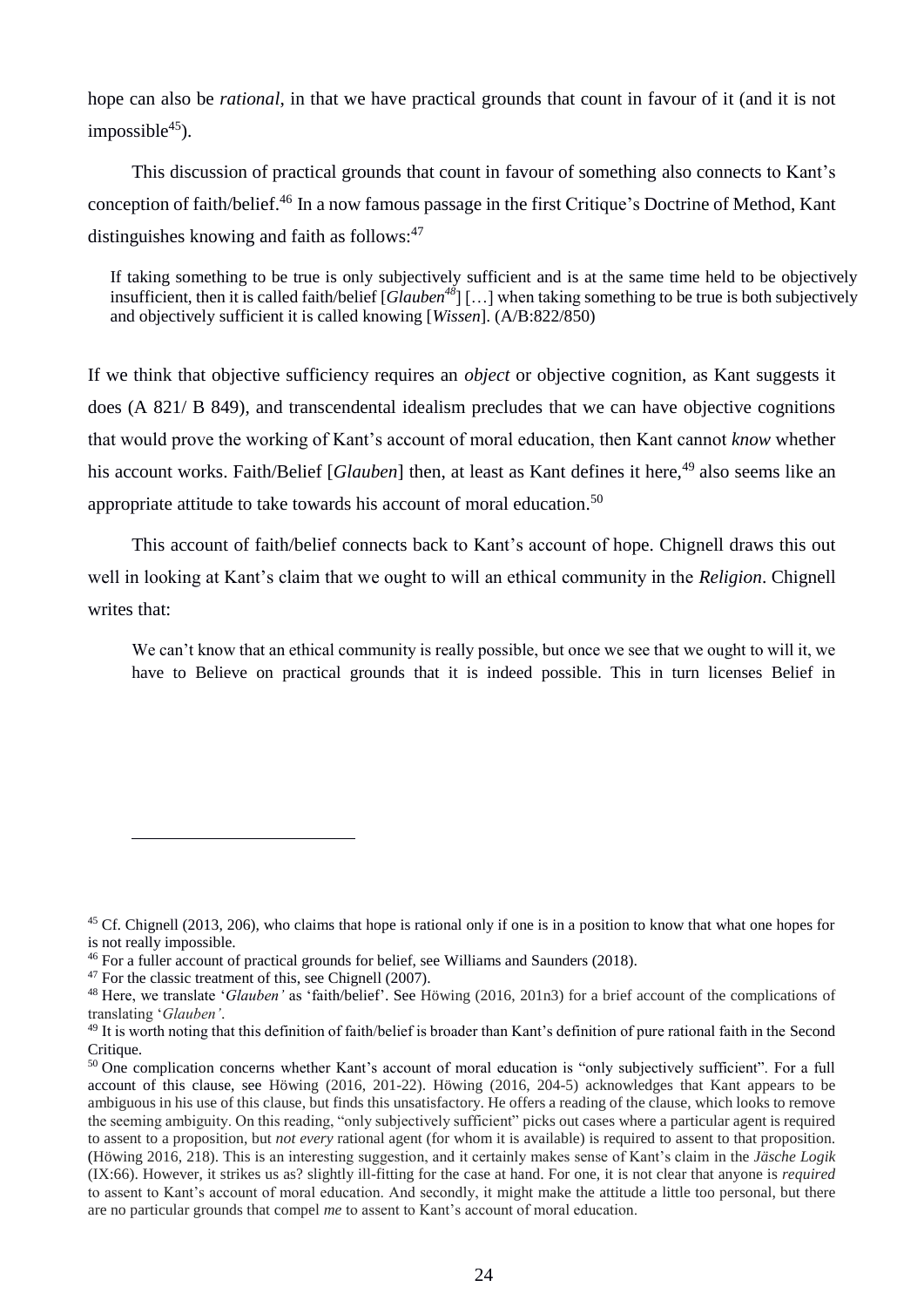hope can also be *rational*, in that we have practical grounds that count in favour of it (and it is not impossible[45]).

This discussion of practical grounds that count in favour of something also connects to Kant's conception of faith/belief.[46] In a now famous passage in the first Critique's Doctrine of Method, Kant distinguishes knowing and faith as follows:[47]

> If taking something to be true is only subjectively sufficient and is at the same time held to be objectively insufficient, then it is called faith/belief [*Glauben*[48]] […] when taking something to be true is both subjectively and objectively sufficient it is called knowing [*Wissen*]. (A/B:822/850)

If we think that objective sufficiency requires an *object* or objective cognition, as Kant suggests it does (A 821/ B 849), and transcendental idealism precludes that we can have objective cognitions that would prove the working of Kant's account of moral education, then Kant cannot *know* whether his account works. Faith/Belief [*Glauben*] then, at least as Kant defines it here,[49] also seems like an appropriate attitude to take towards his account of moral education.[50]

This account of faith/belief connects back to Kant's account of hope. Chignell draws this out well in looking at Kant's claim that we ought to will an ethical community in the *Religion*. Chignell writes that:

> We can't know that an ethical community is really possible, but once we see that we ought to will it, we have to Believe on practical grounds that it is indeed possible. This in turn licenses Belief in

---

[45] Cf. Chignell (2013, 206), who claims that hope is rational only if one is in a position to know that what one hopes for is not really impossible.

[46] For a fuller account of practical grounds for belief, see Williams and Saunders (2018).

[47] For the classic treatment of this, see Chignell (2007).

[48] Here, we translate '*Glauben'* as 'faith/belief'. See Höwing (2016, 201n3) for a brief account of the complications of translating '*Glauben'*.

[49] It is worth noting that this definition of faith/belief is broader than Kant's definition of pure rational faith in the Second Critique.

[50] One complication concerns whether Kant's account of moral education is "only subjectively sufficient". For a full account of this clause, see Höwing (2016, 201-22). Höwing (2016, 204-5) acknowledges that Kant appears to be ambiguous in his use of this clause, but finds this unsatisfactory. He offers a reading of the clause, which looks to remove the seeming ambiguity. On this reading, "only subjectively sufficient" picks out cases where a particular agent is required to assent to a proposition, but *not every* rational agent (for whom it is available) is required to assent to that proposition. (Höwing 2016, 218). This is an interesting suggestion, and it certainly makes sense of Kant's claim in the *Jäsche Logik* (IX:66). However, it strikes us as? slightly ill-fitting for the case at hand. For one, it is not clear that anyone is *required* to assent to Kant's account of moral education. And secondly, it might make the attitude a little too personal, but there are no particular grounds that compel *me* to assent to Kant's account of moral education.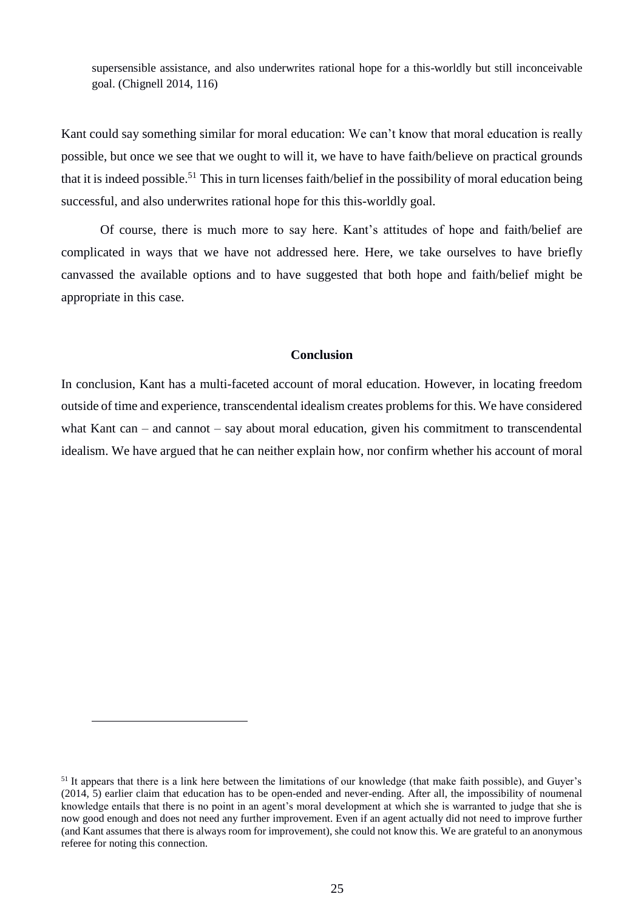supersensible assistance, and also underwrites rational hope for a this-worldly but still inconceivable goal. (Chignell 2014, 116)

Kant could say something similar for moral education: We can't know that moral education is really possible, but once we see that we ought to will it, we have to have faith/believe on practical grounds that it is indeed possible.[51] This in turn licenses faith/belief in the possibility of moral education being successful, and also underwrites rational hope for this this-worldly goal.

Of course, there is much more to say here. Kant's attitudes of hope and faith/belief are complicated in ways that we have not addressed here. Here, we take ourselves to have briefly canvassed the available options and to have suggested that both hope and faith/belief might be appropriate in this case.

## Conclusion

In conclusion, Kant has a multi-faceted account of moral education. However, in locating freedom outside of time and experience, transcendental idealism creates problems for this. We have considered what Kant can – and cannot – say about moral education, given his commitment to transcendental idealism. We have argued that he can neither explain how, nor confirm whether his account of moral

---

[51] It appears that there is a link here between the limitations of our knowledge (that make faith possible), and Guyer's (2014, 5) earlier claim that education has to be open-ended and never-ending. After all, the impossibility of noumenal knowledge entails that there is no point in an agent's moral development at which she is warranted to judge that she is now good enough and does not need any further improvement. Even if an agent actually did not need to improve further (and Kant assumes that there is always room for improvement), she could not know this. We are grateful to an anonymous referee for noting this connection.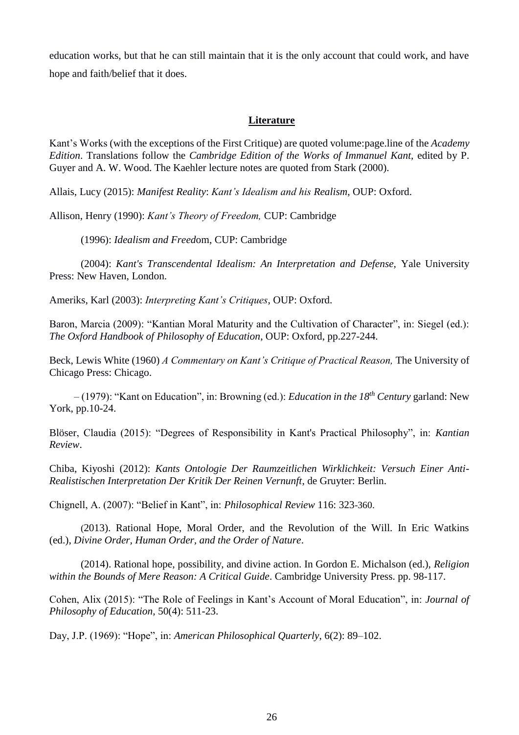education works, but that he can still maintain that it is the only account that could work, and have hope and faith/belief that it does.

## Literature

Kant's Works (with the exceptions of the First Critique) are quoted volume:page.line of the *Academy Edition*. Translations follow the *Cambridge Edition of the Works of Immanuel Kant*, edited by P. Guyer and A. W. Wood. The Kaehler lecture notes are quoted from Stark (2000).

Allais, Lucy (2015): *Manifest Reality*: *Kant's Idealism and his Realism*, OUP: Oxford.

Allison, Henry (1990): *Kant's Theory of Freedom,* CUP: Cambridge

(1996): *Idealism and Freed*om, CUP: Cambridge

(2004): *Kant's Transcendental Idealism: An Interpretation and Defense,* Yale University Press: New Haven, London.

Ameriks, Karl (2003): *Interpreting Kant's Critiques*, OUP: Oxford.

Baron, Marcia (2009): "Kantian Moral Maturity and the Cultivation of Character", in: Siegel (ed.): *The Oxford Handbook of Philosophy of Education*, OUP: Oxford, pp.227-244.

Beck, Lewis White (1960) *A Commentary on Kant's Critique of Practical Reason,* The University of Chicago Press: Chicago.

– (1979): "Kant on Education", in: Browning (ed.): *Education in the 18th Century* garland: New York, pp.10-24.

Blöser, Claudia (2015): "Degrees of Responsibility in Kant's Practical Philosophy", in: *Kantian Review*.

Chiba, Kiyoshi (2012): *Kants Ontologie Der Raumzeitlichen Wirklichkeit: Versuch Einer Anti-Realistischen Interpretation Der Kritik Der Reinen Vernunft*, de Gruyter: Berlin.

Chignell, A. (2007): "Belief in Kant", in: *Philosophical Review* 116: 323-360.

(2013). Rational Hope, Moral Order, and the Revolution of the Will. In Eric Watkins (ed.), *Divine Order, Human Order, and the Order of Nature*.

(2014). Rational hope, possibility, and divine action. In Gordon E. Michalson (ed.), *Religion within the Bounds of Mere Reason: A Critical Guide*. Cambridge University Press. pp. 98-117.

Cohen, Alix (2015): "The Role of Feelings in Kant's Account of Moral Education", in: *Journal of Philosophy of Education*, 50(4): 511-23.

Day, J.P. (1969): "Hope", in: *American Philosophical Quarterly*, 6(2): 89–102.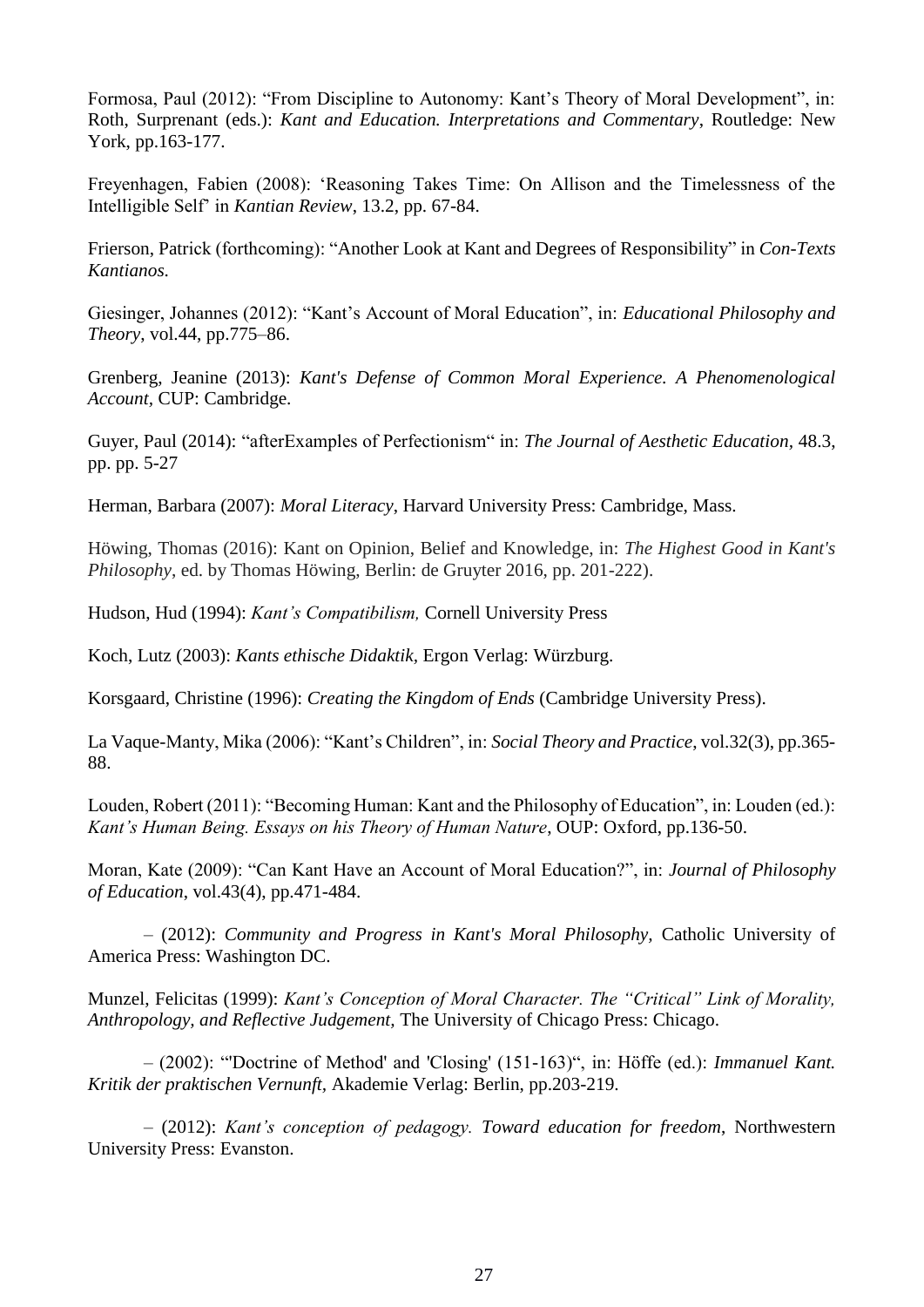Formosa, Paul (2012): "From Discipline to Autonomy: Kant's Theory of Moral Development", in: Roth, Surprenant (eds.): *Kant and Education. Interpretations and Commentary*, Routledge: New York, pp.163-177.

Freyenhagen, Fabien (2008): 'Reasoning Takes Time: On Allison and the Timelessness of the Intelligible Self' in *Kantian Review*, 13.2, pp. 67-84.

Frierson, Patrick (forthcoming): "Another Look at Kant and Degrees of Responsibility" in *Con-Texts Kantianos.*

Giesinger, Johannes (2012): "Kant's Account of Moral Education", in: *Educational Philosophy and Theory*, vol.44, pp.775–86.

Grenberg, Jeanine (2013): *Kant's Defense of Common Moral Experience. A Phenomenological Account*, CUP: Cambridge.

Guyer, Paul (2014): "afterExamples of Perfectionism" in: *The Journal of Aesthetic Education*, 48.3, pp. pp. 5-27

Herman, Barbara (2007): *Moral Literacy*, Harvard University Press: Cambridge, Mass.

Höwing, Thomas (2016): Kant on Opinion, Belief and Knowledge, in: *The Highest Good in Kant's Philosophy*, ed. by Thomas Höwing, Berlin: de Gruyter 2016, pp. 201-222).

Hudson, Hud (1994): *Kant's Compatibilism,* Cornell University Press

Koch, Lutz (2003): *Kants ethische Didaktik*, Ergon Verlag: Würzburg.

Korsgaard, Christine (1996): *Creating the Kingdom of Ends* (Cambridge University Press).

La Vaque-Manty, Mika (2006): "Kant's Children", in: *Social Theory and Practice*, vol.32(3), pp.365-88.

Louden, Robert (2011): "Becoming Human: Kant and the Philosophy of Education", in: Louden (ed.): *Kant's Human Being. Essays on his Theory of Human Nature*, OUP: Oxford, pp.136-50.

Moran, Kate (2009): "Can Kant Have an Account of Moral Education?", in: *Journal of Philosophy of Education*, vol.43(4), pp.471-484.

– (2012): *Community and Progress in Kant's Moral Philosophy*, Catholic University of America Press: Washington DC.

Munzel, Felicitas (1999): *Kant's Conception of Moral Character. The "Critical" Link of Morality, Anthropology, and Reflective Judgement*, The University of Chicago Press: Chicago.

– (2002): "'Doctrine of Method' and 'Closing' (151-163)", in: Höffe (ed.): *Immanuel Kant. Kritik der praktischen Vernunft*, Akademie Verlag: Berlin, pp.203-219.

– (2012): *Kant's conception of pedagogy. Toward education for freedom*, Northwestern University Press: Evanston.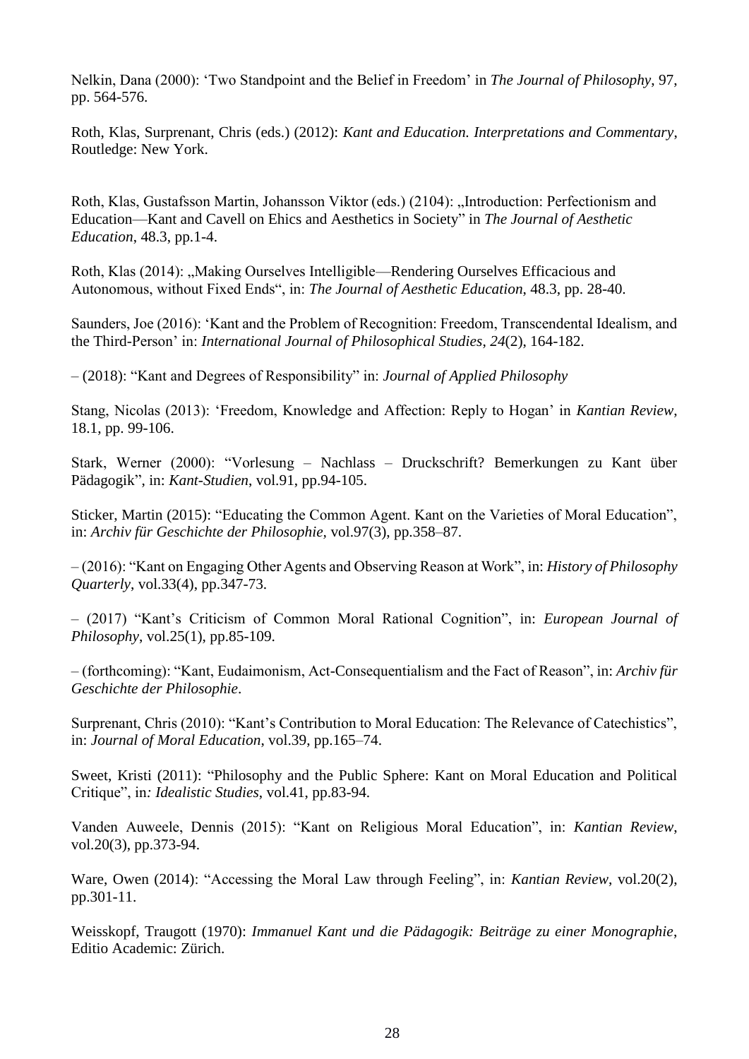Nelkin, Dana (2000): 'Two Standpoint and the Belief in Freedom' in *The Journal of Philosophy*, 97, pp. 564-576.

Roth, Klas, Surprenant, Chris (eds.) (2012): *Kant and Education. Interpretations and Commentary*, Routledge: New York.

Roth, Klas, Gustafsson Martin, Johansson Viktor (eds.) (2104): „Introduction: Perfectionism and Education—Kant and Cavell on Ehics and Aesthetics in Society" in *The Journal of Aesthetic Education*, 48.3, pp.1-4.

Roth, Klas (2014): „Making Ourselves Intelligible—Rendering Ourselves Efficacious and Autonomous, without Fixed Ends", in: *The Journal of Aesthetic Education*, 48.3, pp. 28-40.

Saunders, Joe (2016): 'Kant and the Problem of Recognition: Freedom, Transcendental Idealism, and the Third-Person' in: *International Journal of Philosophical Studies*, *24*(2), 164-182.

– (2018): "Kant and Degrees of Responsibility" in: *Journal of Applied Philosophy*

Stang, Nicolas (2013): 'Freedom, Knowledge and Affection: Reply to Hogan' in *Kantian Review*, 18.1, pp. 99-106.

Stark, Werner (2000): "Vorlesung – Nachlass – Druckschrift? Bemerkungen zu Kant über Pädagogik", in: *Kant-Studien*, vol.91, pp.94-105.

Sticker, Martin (2015): "Educating the Common Agent. Kant on the Varieties of Moral Education", in: *Archiv für Geschichte der Philosophie,* vol.97(3), pp.358–87.

– (2016): "Kant on Engaging Other Agents and Observing Reason at Work", in: *History of Philosophy Quarterly*, vol.33(4), pp.347-73.

– (2017) "Kant's Criticism of Common Moral Rational Cognition", in: *European Journal of Philosophy*, vol.25(1), pp.85-109.

– (forthcoming): "Kant, Eudaimonism, Act-Consequentialism and the Fact of Reason", in: *Archiv für Geschichte der Philosophie*.

Surprenant, Chris (2010): "Kant's Contribution to Moral Education: The Relevance of Catechistics", in: *Journal of Moral Education*, vol.39, pp.165–74.

Sweet, Kristi (2011): "Philosophy and the Public Sphere: Kant on Moral Education and Political Critique", in*: Idealistic Studies*, vol.41, pp.83-94.

Vanden Auweele, Dennis (2015): "Kant on Religious Moral Education", in: *Kantian Review*, vol.20(3), pp.373-94.

Ware, Owen (2014): "Accessing the Moral Law through Feeling", in: *Kantian Review*, vol.20(2), pp.301-11.

Weisskopf, Traugott (1970): *Immanuel Kant und die Pädagogik: Beiträge zu einer Monographie*, Editio Academic: Zürich.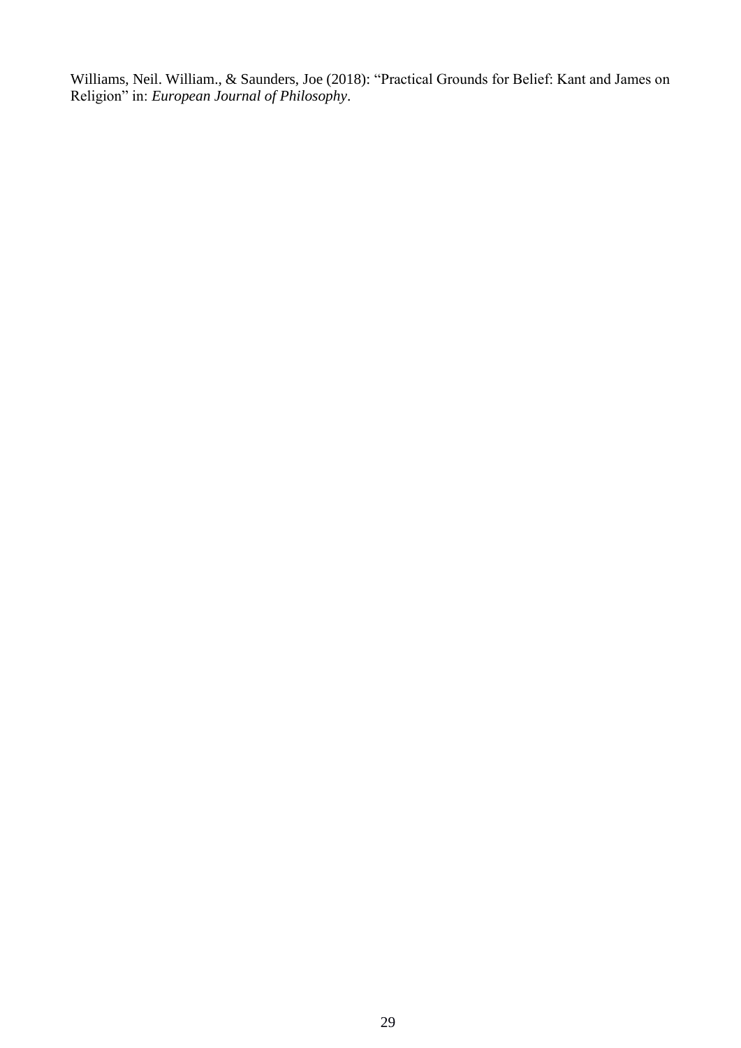Williams, Neil. William., & Saunders, Joe (2018): "Practical Grounds for Belief: Kant and James on Religion" in: *European Journal of Philosophy*.